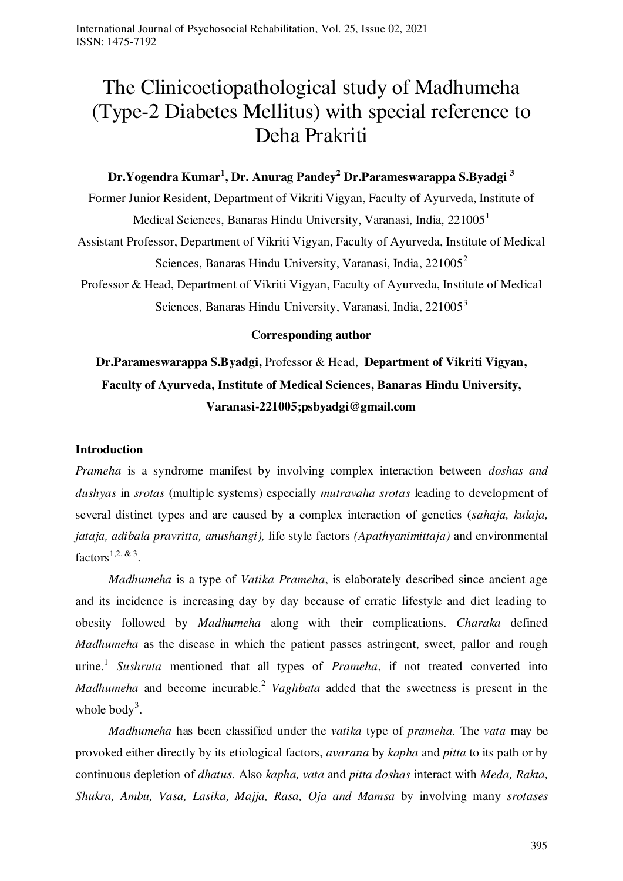# The Clinicoetiopathological study of Madhumeha (Type-2 Diabetes Mellitus) with special reference to Deha Prakriti

**Dr.Yogendra Kumar[1], Dr. Anurag Pandey[2] Dr.Parameswarappa S.Byadgi [3]**

Former Junior Resident, Department of Vikriti Vigyan, Faculty of Ayurveda, Institute of Medical Sciences, Banaras Hindu University, Varanasi, India, 221005[1]

Assistant Professor, Department of Vikriti Vigyan, Faculty of Ayurveda, Institute of Medical Sciences, Banaras Hindu University, Varanasi, India, 221005[2]

Professor & Head, Department of Vikriti Vigyan, Faculty of Ayurveda, Institute of Medical Sciences, Banaras Hindu University, Varanasi, India, 221005[3]

**Corresponding author**

**Dr.Parameswarappa S.Byadgi,** Professor & Head, **Department of Vikriti Vigyan, Faculty of Ayurveda, Institute of Medical Sciences, Banaras Hindu University, Varanasi-221005;psbyadgi@gmail.com**

## Introduction

*Prameha* is a syndrome manifest by involving complex interaction between *doshas and dushyas* in *srotas* (multiple systems) especially *mutravaha srotas* leading to development of several distinct types and are caused by a complex interaction of genetics (*sahaja, kulaja, jataja, adibala pravritta, anushangi),* life style factors *(Apathyanimittaja)* and environmental factors[1,2, & 3].

*Madhumeha* is a type of *Vatika Prameha*, is elaborately described since ancient age and its incidence is increasing day by day because of erratic lifestyle and diet leading to obesity followed by *Madhumeha* along with their complications. *Charaka* defined *Madhumeha* as the disease in which the patient passes astringent, sweet, pallor and rough urine.[1] *Sushruta* mentioned that all types of *Prameha*, if not treated converted into *Madhumeha* and become incurable.[2] *Vaghbata* added that the sweetness is present in the whole body[3].

*Madhumeha* has been classified under the *vatika* type of *prameha*. The *vata* may be provoked either directly by its etiological factors, *avarana* by *kapha* and *pitta* to its path or by continuous depletion of *dhatus.* Also *kapha, vata* and *pitta doshas* interact with *Meda, Rakta, Shukra, Ambu, Vasa, Lasika, Majja, Rasa, Oja and Mamsa* by involving many *srotases*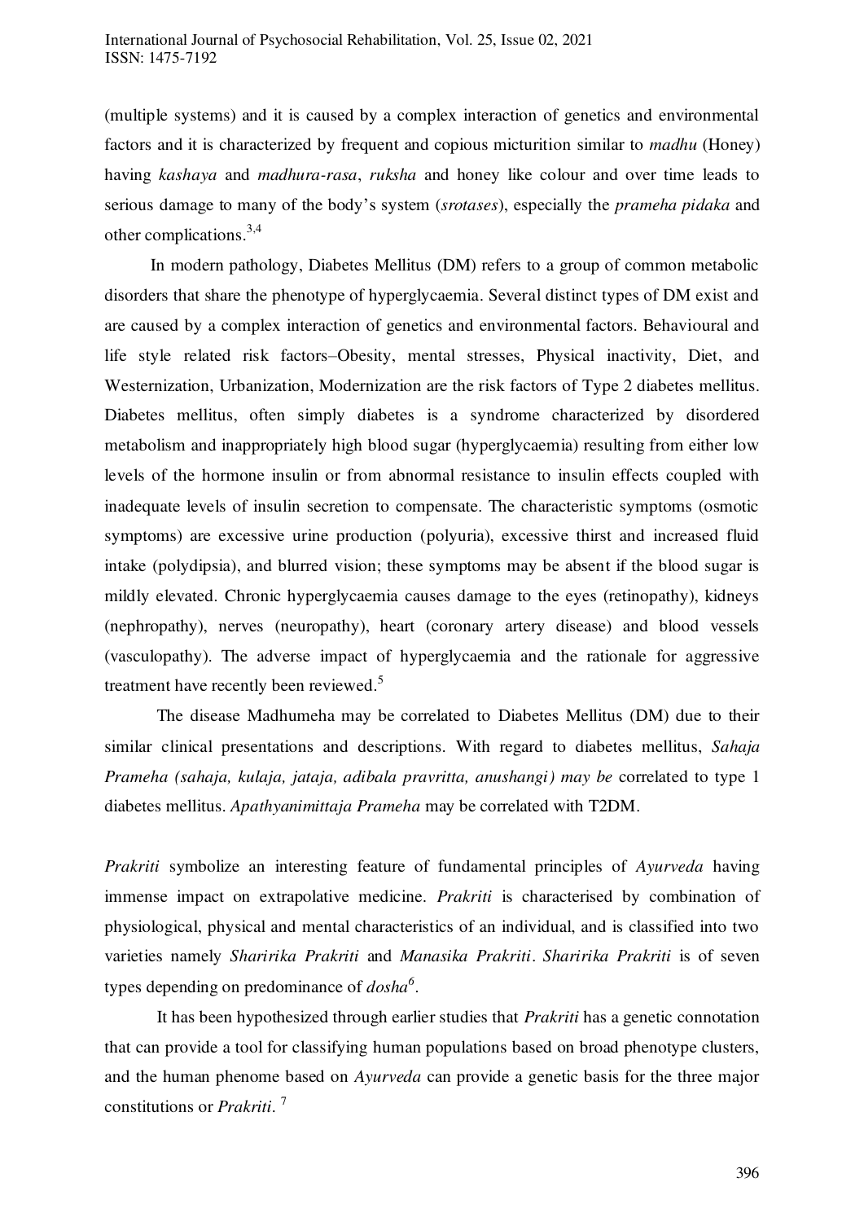(multiple systems) and it is caused by a complex interaction of genetics and environmental factors and it is characterized by frequent and copious micturition similar to *madhu* (Honey) having *kashaya* and *madhura-rasa*, *ruksha* and honey like colour and over time leads to serious damage to many of the body's system (*srotases*), especially the *prameha pidaka* and other complications.[3,4]

In modern pathology, Diabetes Mellitus (DM) refers to a group of common metabolic disorders that share the phenotype of hyperglycaemia. Several distinct types of DM exist and are caused by a complex interaction of genetics and environmental factors. Behavioural and life style related risk factors–Obesity, mental stresses, Physical inactivity, Diet, and Westernization, Urbanization, Modernization are the risk factors of Type 2 diabetes mellitus. Diabetes mellitus, often simply diabetes is a syndrome characterized by disordered metabolism and inappropriately high blood sugar (hyperglycaemia) resulting from either low levels of the hormone insulin or from abnormal resistance to insulin effects coupled with inadequate levels of insulin secretion to compensate. The characteristic symptoms (osmotic symptoms) are excessive urine production (polyuria), excessive thirst and increased fluid intake (polydipsia), and blurred vision; these symptoms may be absent if the blood sugar is mildly elevated. Chronic hyperglycaemia causes damage to the eyes (retinopathy), kidneys (nephropathy), nerves (neuropathy), heart (coronary artery disease) and blood vessels (vasculopathy). The adverse impact of hyperglycaemia and the rationale for aggressive treatment have recently been reviewed.[5]

The disease Madhumeha may be correlated to Diabetes Mellitus (DM) due to their similar clinical presentations and descriptions. With regard to diabetes mellitus, *Sahaja Prameha (sahaja, kulaja, jataja, adibala pravritta, anushangi) may be* correlated to type 1 diabetes mellitus. *Apathyanimittaja Prameha* may be correlated with T2DM.

*Prakriti* symbolize an interesting feature of fundamental principles of *Ayurveda* having immense impact on extrapolative medicine. *Prakriti* is characterised by combination of physiological, physical and mental characteristics of an individual, and is classified into two varieties namely *Sharirika Prakriti* and *Manasika Prakriti*. *Sharirika Prakriti* is of seven types depending on predominance of *dosha*[6].

It has been hypothesized through earlier studies that *Prakriti* has a genetic connotation that can provide a tool for classifying human populations based on broad phenotype clusters, and the human phenome based on *Ayurveda* can provide a genetic basis for the three major constitutions or *Prakriti*. [7]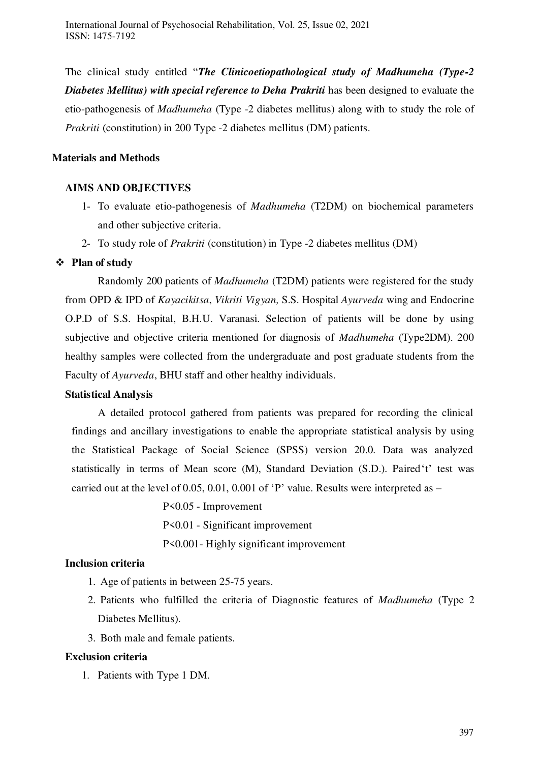The clinical study entitled "***The Clinicoetiopathological study of Madhumeha (Type-2 Diabetes Mellitus) with special reference to Deha Prakriti*** has been designed to evaluate the etio-pathogenesis of *Madhumeha* (Type -2 diabetes mellitus) along with to study the role of *Prakriti* (constitution) in 200 Type -2 diabetes mellitus (DM) patients.

## Materials and Methods

### AIMS AND OBJECTIVES

1- To evaluate etio-pathogenesis of *Madhumeha* (T2DM) on biochemical parameters and other subjective criteria.
2- To study role of *Prakriti* (constitution) in Type -2 diabetes mellitus (DM)

### ❖ Plan of study

Randomly 200 patients of *Madhumeha* (T2DM) patients were registered for the study from OPD & IPD of *Kayacikitsa*, *Vikriti Vigyan,* S.S. Hospital *Ayurveda* wing and Endocrine O.P.D of S.S. Hospital, B.H.U. Varanasi. Selection of patients will be done by using subjective and objective criteria mentioned for diagnosis of *Madhumeha* (Type2DM). 200 healthy samples were collected from the undergraduate and post graduate students from the Faculty of *Ayurveda*, BHU staff and other healthy individuals.

### Statistical Analysis

A detailed protocol gathered from patients was prepared for recording the clinical findings and ancillary investigations to enable the appropriate statistical analysis by using the Statistical Package of Social Science (SPSS) version 20.0. Data was analyzed statistically in terms of Mean score (M), Standard Deviation (S.D.). Paired't' test was carried out at the level of 0.05, 0.01, 0.001 of 'P' value. Results were interpreted as –

$P<0.05$ - Improvement

$P<0.01$ - Significant improvement

$P<0.001$ - Highly significant improvement

### Inclusion criteria

1. Age of patients in between 25-75 years.
2. Patients who fulfilled the criteria of Diagnostic features of *Madhumeha* (Type 2 Diabetes Mellitus).
3. Both male and female patients.

### Exclusion criteria

1. Patients with Type 1 DM.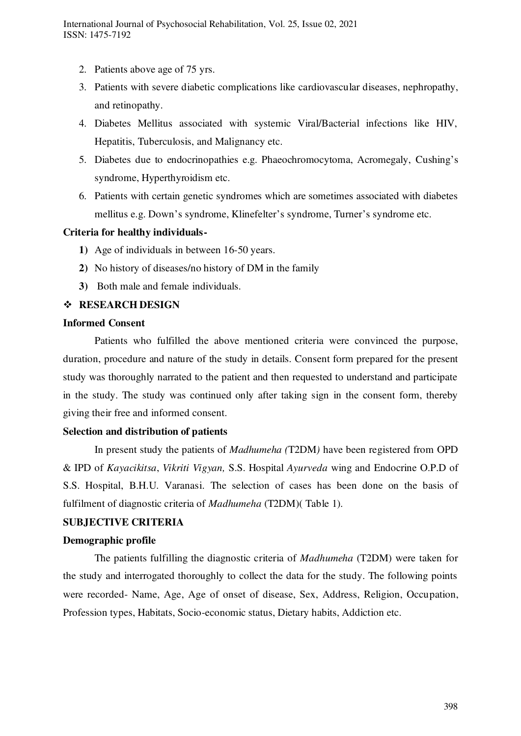2. Patients above age of 75 yrs.
3. Patients with severe diabetic complications like cardiovascular diseases, nephropathy, and retinopathy.
4. Diabetes Mellitus associated with systemic Viral/Bacterial infections like HIV, Hepatitis, Tuberculosis, and Malignancy etc.
5. Diabetes due to endocrinopathies e.g. Phaeochromocytoma, Acromegaly, Cushing's syndrome, Hyperthyroidism etc.
6. Patients with certain genetic syndromes which are sometimes associated with diabetes mellitus e.g. Down's syndrome, Klinefelter's syndrome, Turner's syndrome etc.

**Criteria for healthy individuals-**

**1)** Age of individuals in between 16-50 years.

**2)** No history of diseases/no history of DM in the family

**3)** Both male and female individuals.

## ❖ RESEARCH DESIGN

**Informed Consent**

Patients who fulfilled the above mentioned criteria were convinced the purpose, duration, procedure and nature of the study in details. Consent form prepared for the present study was thoroughly narrated to the patient and then requested to understand and participate in the study. The study was continued only after taking sign in the consent form, thereby giving their free and informed consent.

**Selection and distribution of patients**

In present study the patients of *Madhumeha (*T2DM*)* have been registered from OPD & IPD of *Kayacikitsa*, *Vikriti Vigyan,* S.S. Hospital *Ayurveda* wing and Endocrine O.P.D of S.S. Hospital, B.H.U. Varanasi. The selection of cases has been done on the basis of fulfilment of diagnostic criteria of *Madhumeha* (T2DM)( Table 1).

**SUBJECTIVE CRITERIA**

**Demographic profile**

The patients fulfilling the diagnostic criteria of *Madhumeha* (T2DM) were taken for the study and interrogated thoroughly to collect the data for the study. The following points were recorded- Name, Age, Age of onset of disease, Sex, Address, Religion, Occupation, Profession types, Habitats, Socio-economic status, Dietary habits, Addiction etc.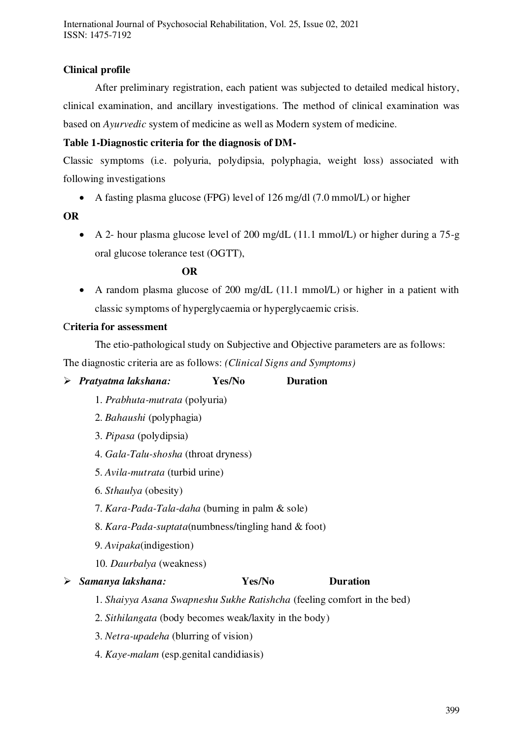**Clinical profile**

After preliminary registration, each patient was subjected to detailed medical history, clinical examination, and ancillary investigations. The method of clinical examination was based on *Ayurvedic* system of medicine as well as Modern system of medicine.

**Table 1-Diagnostic criteria for the diagnosis of DM-**

Classic symptoms (i.e. polyuria, polydipsia, polyphagia, weight loss) associated with following investigations

- A fasting plasma glucose (FPG) level of 126 mg/dl (7.0 mmol/L) or higher

**OR**

- A 2- hour plasma glucose level of 200 mg/dL (11.1 mmol/L) or higher during a 75-g oral glucose tolerance test (OGTT),

**OR**

- A random plasma glucose of 200 mg/dL (11.1 mmol/L) or higher in a patient with classic symptoms of hyperglycaemia or hyperglycaemic crisis.

**Criteria for assessment**

The etio-pathological study on Subjective and Objective parameters are as follows:

The diagnostic criteria are as follows: *(Clinical Signs and Symptoms)*

- ***Pratyatma lakshana:*** **Yes/No** **Duration**
  1. *Prabhuta-mutrata* (polyuria)
  2. *Bahaushi* (polyphagia)
  3. *Pipasa* (polydipsia)
  4. *Gala-Talu-shosha* (throat dryness)
  5. *Avila-mutrata* (turbid urine)
  6. *Sthaulya* (obesity)
  7. *Kara-Pada-Tala-daha* (burning in palm & sole)
  8. *Kara-Pada-suptata*(numbness/tingling hand & foot)
  9. *Avipaka*(indigestion)
  10. *Daurbalya* (weakness)
- ***Samanya lakshana:*** **Yes/No** **Duration**
  1. *Shaiyya Asana Swapneshu Sukhe Ratishcha* (feeling comfort in the bed)
  2. *Sithilangata* (body becomes weak/laxity in the body)
  3. *Netra-upadeha* (blurring of vision)
  4. *Kaye-malam* (esp.genital candidiasis)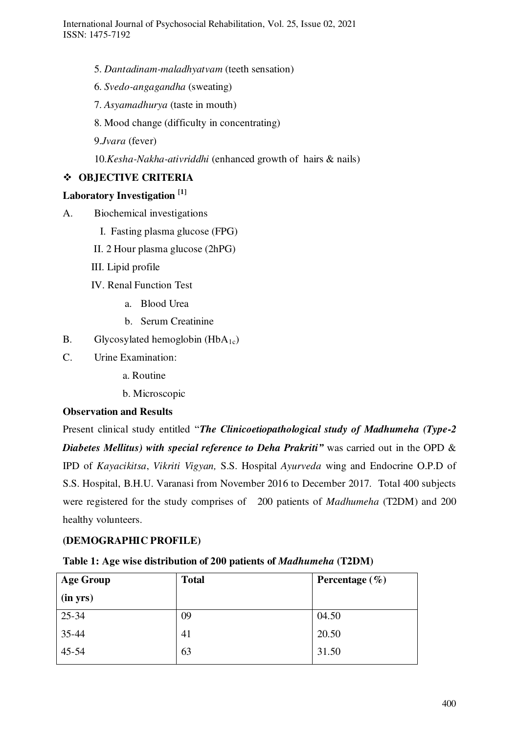5. *Dantadinam-maladhyatvam* (teeth sensation)

6. *Svedo-angagandha* (sweating)

7. *Asyamadhurya* (taste in mouth)

8. Mood change (difficulty in concentrating)

9. *Jvara* (fever)

10. *Kesha-Nakha-ativriddhi* (enhanced growth of hairs & nails)

❖ **OBJECTIVE CRITERIA**

**Laboratory Investigation [1]**

A. Biochemical investigations

   I. Fasting plasma glucose (FPG)

   II. 2 Hour plasma glucose (2hPG)

   III. Lipid profile

   IV. Renal Function Test

      a. Blood Urea

      b. Serum Creatinine

B. Glycosylated hemoglobin ($HbA_{1c}$)

C. Urine Examination:

   a. Routine

   b. Microscopic

**Observation and Results**

Present clinical study entitled "***The Clinicoetiopathological study of Madhumeha (Type-2 Diabetes Mellitus) with special reference to Deha Prakriti***" was carried out in the OPD & IPD of *Kayacikitsa*, *Vikriti Vigyan,* S.S. Hospital *Ayurveda* wing and Endocrine O.P.D of S.S. Hospital, B.H.U. Varanasi from November 2016 to December 2017. Total 400 subjects were registered for the study comprises of 200 patients of *Madhumeha* (T2DM) and 200 healthy volunteers.

**(DEMOGRAPHIC PROFILE)**

**Table 1: Age wise distribution of 200 patients of *Madhumeha* (T2DM)**

| Age Group (in yrs) | Total | Percentage (%) |
|---|---|---|
| 25-34 | 09 | 04.50 |
| 35-44 | 41 | 20.50 |
| 45-54 | 63 | 31.50 |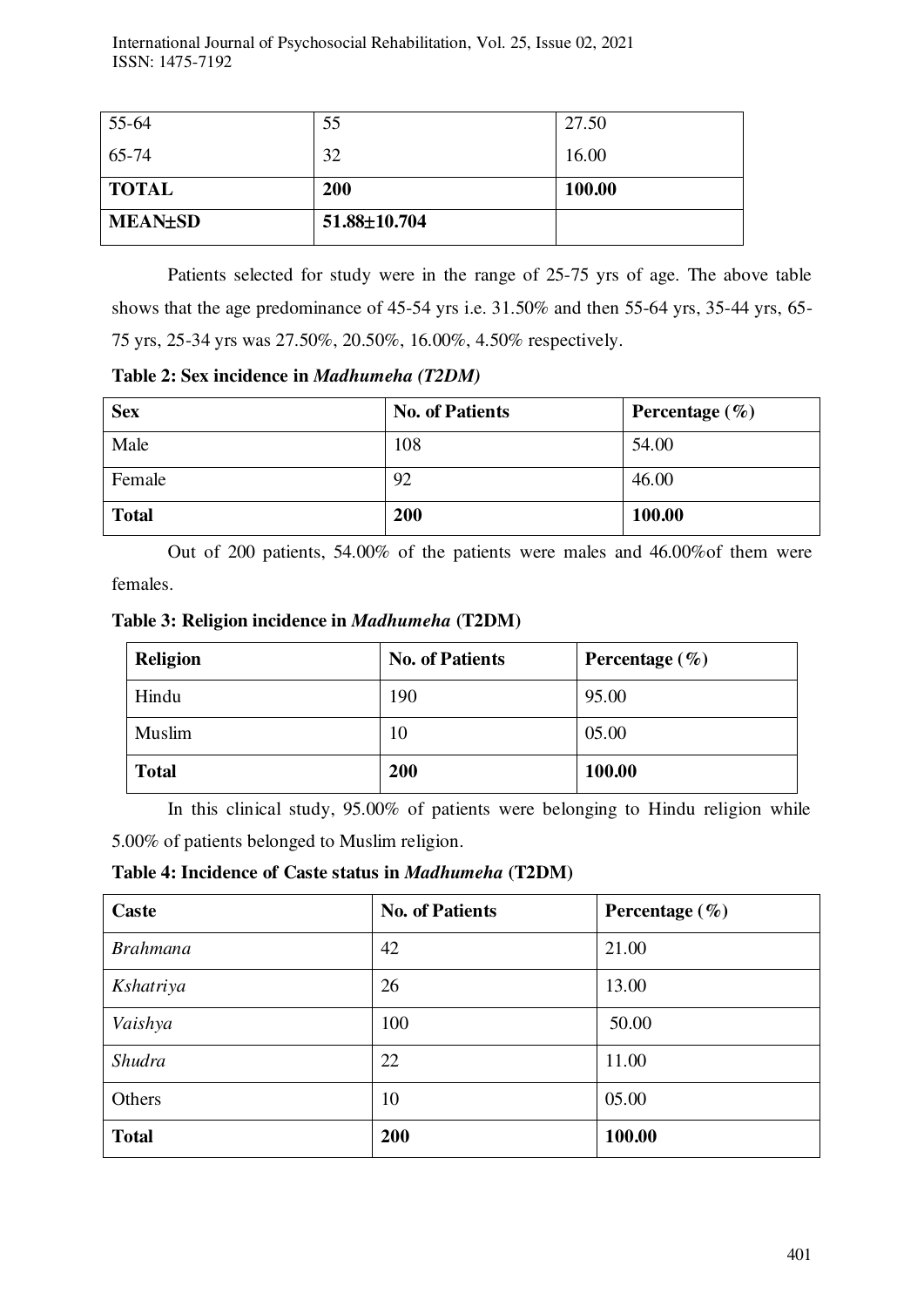| 55-64 | 55 | 27.50 |
|---|---|---|
| 65-74 | 32 | 16.00 |
| **TOTAL** | **200** | **100.00** |
| **MEAN±SD** | **51.88±10.704** | |

Patients selected for study were in the range of 25-75 yrs of age. The above table shows that the age predominance of 45-54 yrs i.e. 31.50% and then 55-64 yrs, 35-44 yrs, 65-75 yrs, 25-34 yrs was 27.50%, 20.50%, 16.00%, 4.50% respectively.

**Table 2: Sex incidence in *Madhumeha (T2DM)***

| **Sex** | **No. of Patients** | **Percentage (%)** |
|---|---|---|
| Male | 108 | 54.00 |
| Female | 92 | 46.00 |
| **Total** | **200** | **100.00** |

Out of 200 patients, 54.00% of the patients were males and 46.00%of them were females.

**Table 3: Religion incidence in *Madhumeha* (T2DM)**

| **Religion** | **No. of Patients** | **Percentage (%)** |
|---|---|---|
| Hindu | 190 | 95.00 |
| Muslim | 10 | 05.00 |
| **Total** | **200** | **100.00** |

In this clinical study, 95.00% of patients were belonging to Hindu religion while 5.00% of patients belonged to Muslim religion.

**Table 4: Incidence of Caste status in *Madhumeha* (T2DM)**

| **Caste** | **No. of Patients** | **Percentage (%)** |
|---|---|---|
| *Brahmana* | 42 | 21.00 |
| *Kshatriya* | 26 | 13.00 |
| *Vaishya* | 100 | 50.00 |
| *Shudra* | 22 | 11.00 |
| Others | 10 | 05.00 |
| **Total** | **200** | **100.00** |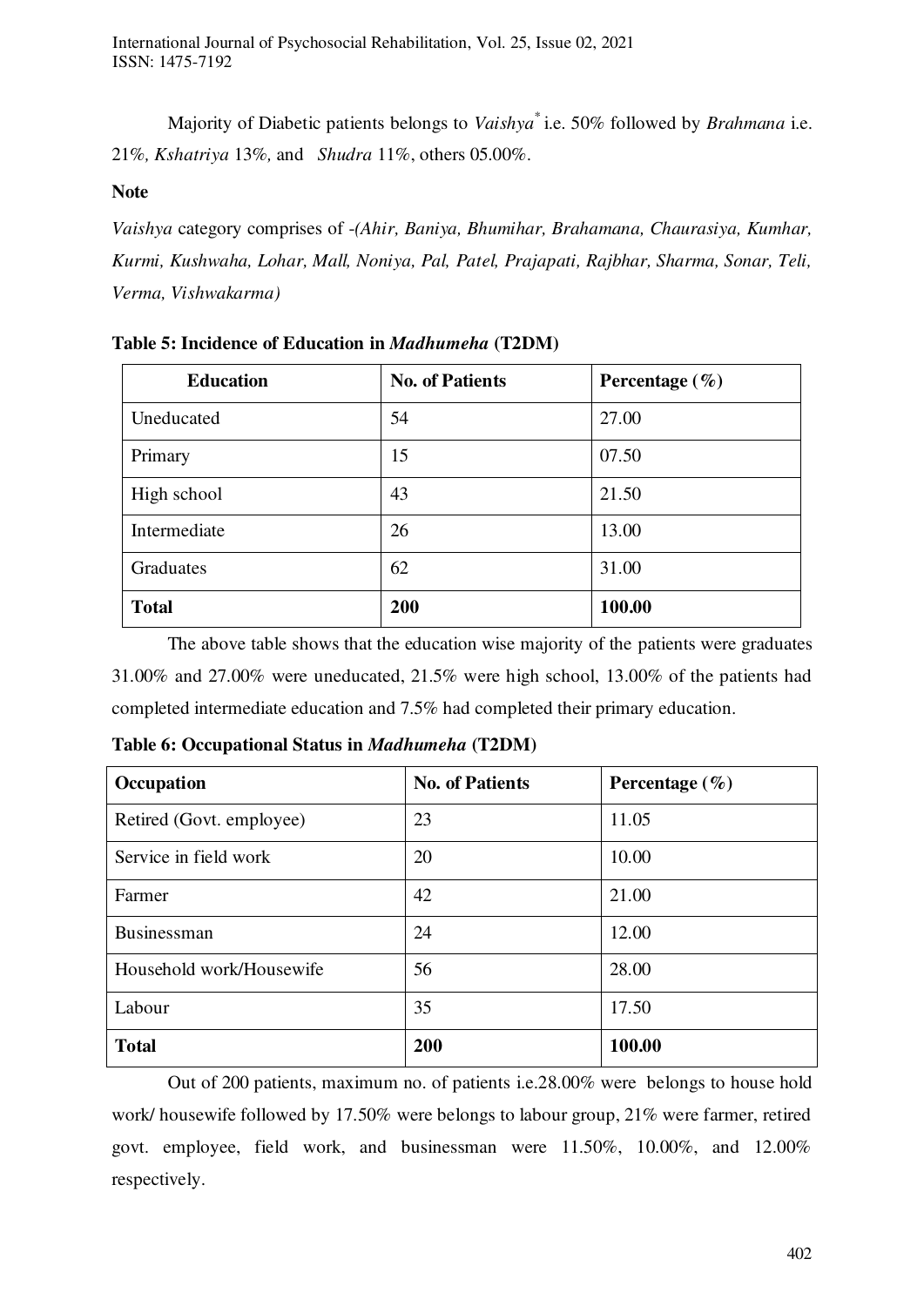Majority of Diabetic patients belongs to *Vaishya*[*] i.e. 50% followed by *Brahmana* i.e. 21%, *Kshatriya* 13%, and *Shudra* 11%, others 05.00%.

**Note**

*Vaishya* category comprises of -*(Ahir, Baniya, Bhumihar, Brahamana, Chaurasiya, Kumhar, Kurmi, Kushwaha, Lohar, Mall, Noniya, Pal, Patel, Prajapati, Rajbhar, Sharma, Sonar, Teli, Verma, Vishwakarma)*

**Table 5: Incidence of Education in *Madhumeha* (T2DM)**

| Education | No. of Patients | Percentage (%) |
|---|---|---|
| Uneducated | 54 | 27.00 |
| Primary | 15 | 07.50 |
| High school | 43 | 21.50 |
| Intermediate | 26 | 13.00 |
| Graduates | 62 | 31.00 |
| **Total** | **200** | **100.00** |

The above table shows that the education wise majority of the patients were graduates 31.00% and 27.00% were uneducated, 21.5% were high school, 13.00% of the patients had completed intermediate education and 7.5% had completed their primary education.

**Table 6: Occupational Status in *Madhumeha* (T2DM)**

| Occupation | No. of Patients | Percentage (%) |
|---|---|---|
| Retired (Govt. employee) | 23 | 11.05 |
| Service in field work | 20 | 10.00 |
| Farmer | 42 | 21.00 |
| Businessman | 24 | 12.00 |
| Household work/Housewife | 56 | 28.00 |
| Labour | 35 | 17.50 |
| **Total** | **200** | **100.00** |

Out of 200 patients, maximum no. of patients i.e.28.00% were belongs to house hold work/ housewife followed by 17.50% were belongs to labour group, 21% were farmer, retired govt. employee, field work, and businessman were 11.50%, 10.00%, and 12.00% respectively.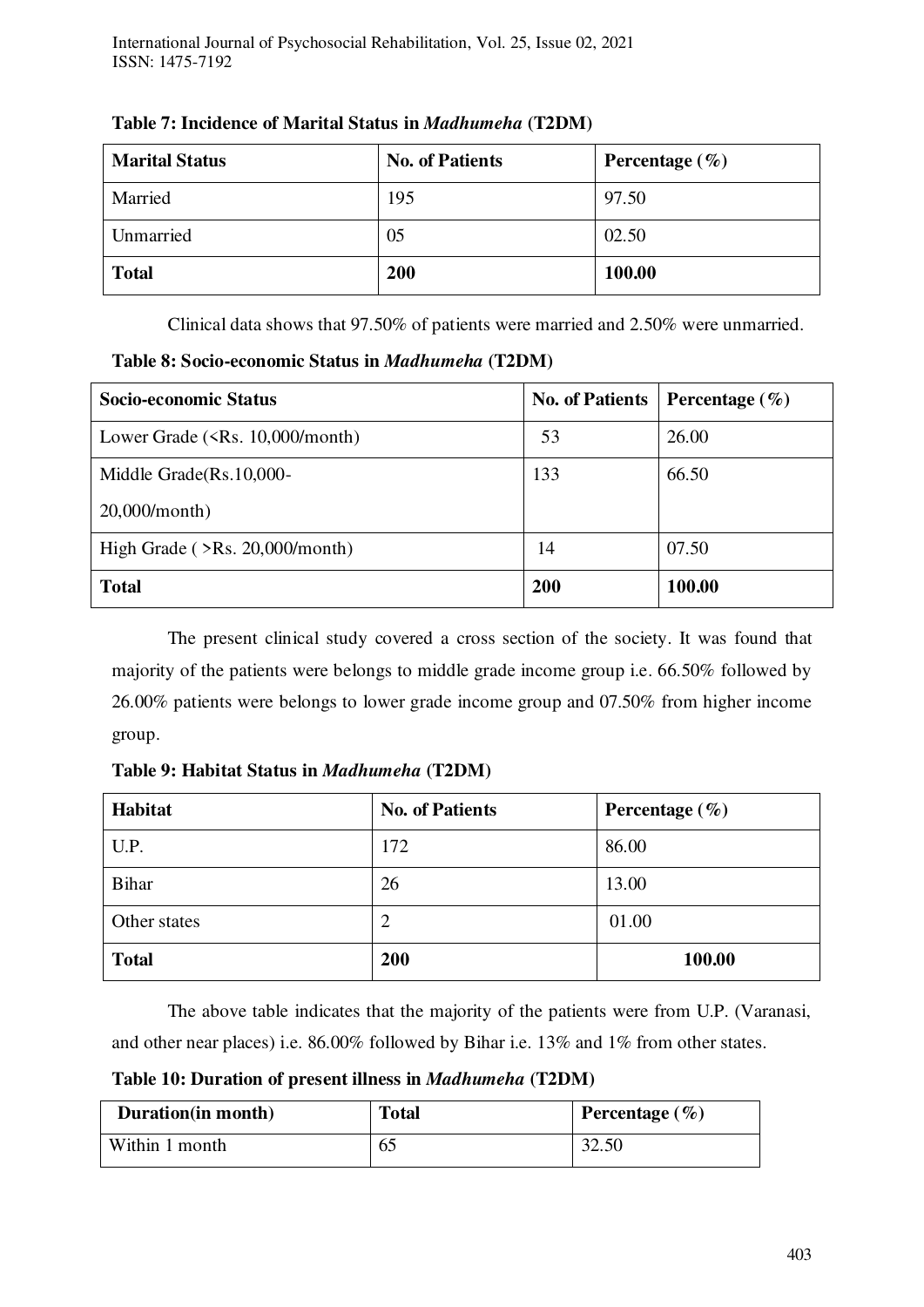**Table 7: Incidence of Marital Status in *Madhumeha* (T2DM)**

| Marital Status | No. of Patients | Percentage (%) |
|---|---|---|
| Married | 195 | 97.50 |
| Unmarried | 05 | 02.50 |
| **Total** | **200** | **100.00** |

Clinical data shows that 97.50% of patients were married and 2.50% were unmarried.

**Table 8: Socio-economic Status in *Madhumeha* (T2DM)**

| Socio-economic Status | No. of Patients | Percentage (%) |
|---|---|---|
| Lower Grade (<Rs. 10,000/month) | 53 | 26.00 |
| Middle Grade(Rs.10,000-20,000/month) | 133 | 66.50 |
| High Grade ( >Rs. 20,000/month) | 14 | 07.50 |
| **Total** | **200** | **100.00** |

The present clinical study covered a cross section of the society. It was found that majority of the patients were belongs to middle grade income group i.e. 66.50% followed by 26.00% patients were belongs to lower grade income group and 07.50% from higher income group.

**Table 9: Habitat Status in *Madhumeha* (T2DM)**

| Habitat | No. of Patients | Percentage (%) |
|---|---|---|
| U.P. | 172 | 86.00 |
| Bihar | 26 | 13.00 |
| Other states | 2 | 01.00 |
| **Total** | **200** | **100.00** |

The above table indicates that the majority of the patients were from U.P. (Varanasi, and other near places) i.e. 86.00% followed by Bihar i.e. 13% and 1% from other states.

**Table 10: Duration of present illness in *Madhumeha* (T2DM)**

| Duration(in month) | Total | Percentage (%) |
|---|---|---|
| Within 1 month | 65 | 32.50 |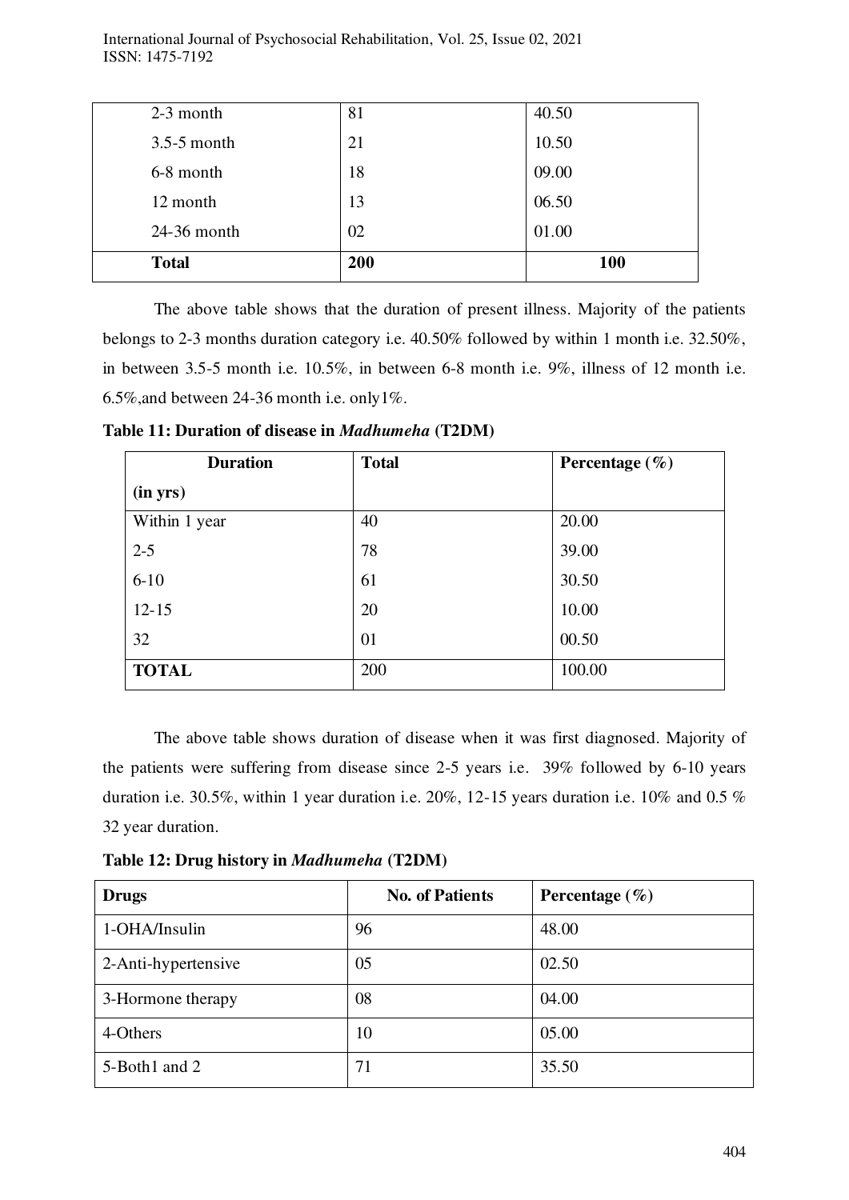| | | |
|---|---|---|
| 2-3 month | 81 | 40.50 |
| 3.5-5 month | 21 | 10.50 |
| 6-8 month | 18 | 09.00 |
| 12 month | 13 | 06.50 |
| 24-36 month | 02 | 01.00 |
| **Total** | **200** | **100** |

The above table shows that the duration of present illness. Majority of the patients belongs to 2-3 months duration category i.e. 40.50% followed by within 1 month i.e. 32.50%, in between 3.5-5 month i.e. 10.5%, in between 6-8 month i.e. 9%, illness of 12 month i.e. 6.5%,and between 24-36 month i.e. only1%.

**Table 11: Duration of disease in *Madhumeha* (T2DM)**

| Duration (in yrs) | Total | Percentage (%) |
|---|---|---|
| Within 1 year | 40 | 20.00 |
| 2-5 | 78 | 39.00 |
| 6-10 | 61 | 30.50 |
| 12-15 | 20 | 10.00 |
| 32 | 01 | 00.50 |
| **TOTAL** | 200 | 100.00 |

The above table shows duration of disease when it was first diagnosed. Majority of the patients were suffering from disease since 2-5 years i.e. 39% followed by 6-10 years duration i.e. 30.5%, within 1 year duration i.e. 20%, 12-15 years duration i.e. 10% and 0.5 % 32 year duration.

**Table 12: Drug history in *Madhumeha* (T2DM)**

| Drugs | No. of Patients | Percentage (%) |
|---|---|---|
| 1-OHA/Insulin | 96 | 48.00 |
| 2-Anti-hypertensive | 05 | 02.50 |
| 3-Hormone therapy | 08 | 04.00 |
| 4-Others | 10 | 05.00 |
| 5-Both1 and 2 | 71 | 35.50 |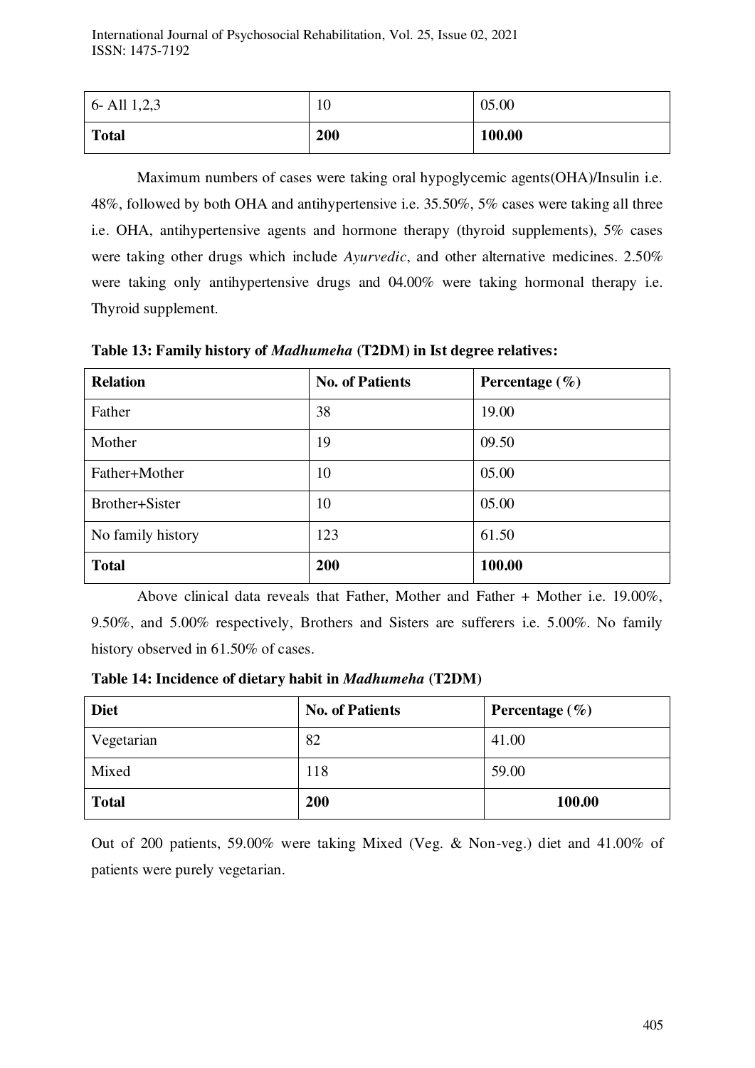| 6- All 1,2,3 | 10 | 05.00 |
|---|---|---|
| **Total** | **200** | **100.00** |

Maximum numbers of cases were taking oral hypoglycemic agents(OHA)/Insulin i.e. 48%, followed by both OHA and antihypertensive i.e. 35.50%, 5% cases were taking all three i.e. OHA, antihypertensive agents and hormone therapy (thyroid supplements), 5% cases were taking other drugs which include *Ayurvedic*, and other alternative medicines. 2.50% were taking only antihypertensive drugs and 04.00% were taking hormonal therapy i.e. Thyroid supplement.

**Table 13: Family history of *Madhumeha* (T2DM) in Ist degree relatives:**

| **Relation** | **No. of Patients** | **Percentage (%)** |
|---|---|---|
| Father | 38 | 19.00 |
| Mother | 19 | 09.50 |
| Father+Mother | 10 | 05.00 |
| Brother+Sister | 10 | 05.00 |
| No family history | 123 | 61.50 |
| **Total** | **200** | **100.00** |

Above clinical data reveals that Father, Mother and Father + Mother i.e. 19.00%, 9.50%, and 5.00% respectively, Brothers and Sisters are sufferers i.e. 5.00%. No family history observed in 61.50% of cases.

**Table 14: Incidence of dietary habit in *Madhumeha* (T2DM)**

| **Diet** | **No. of Patients** | **Percentage (%)** |
|---|---|---|
| Vegetarian | 82 | 41.00 |
| Mixed | 118 | 59.00 |
| **Total** | **200** | **100.00** |

Out of 200 patients, 59.00% were taking Mixed (Veg. & Non-veg.) diet and 41.00% of patients were purely vegetarian.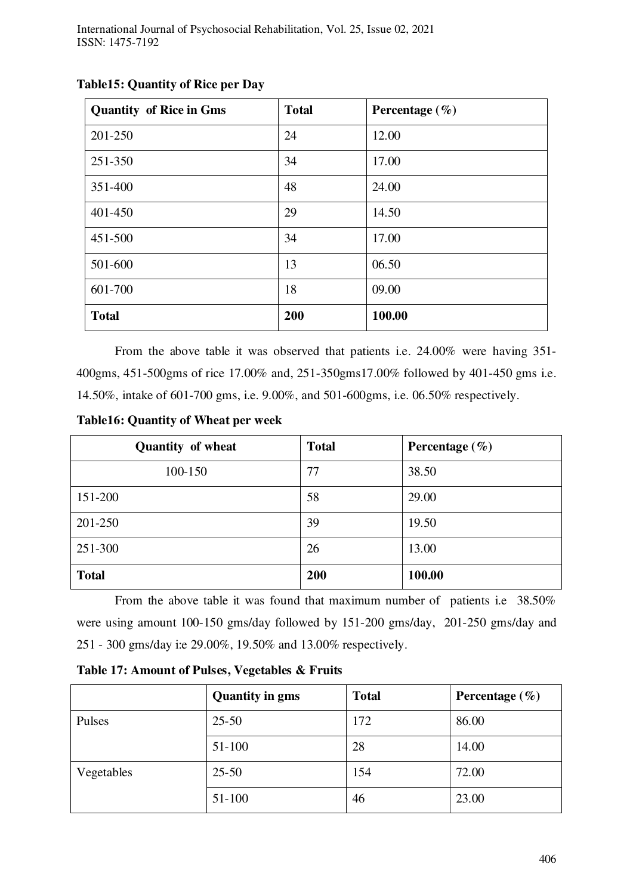**Table15: Quantity of Rice per Day**

| Quantity of Rice in Gms | Total | Percentage (%) |
|---|---|---|
| 201-250 | 24 | 12.00 |
| 251-350 | 34 | 17.00 |
| 351-400 | 48 | 24.00 |
| 401-450 | 29 | 14.50 |
| 451-500 | 34 | 17.00 |
| 501-600 | 13 | 06.50 |
| 601-700 | 18 | 09.00 |
| **Total** | **200** | **100.00** |

From the above table it was observed that patients i.e. 24.00% were having 351-400gms, 451-500gms of rice 17.00% and, 251-350gms17.00% followed by 401-450 gms i.e. 14.50%, intake of 601-700 gms, i.e. 9.00%, and 501-600gms, i.e. 06.50% respectively.

**Table16: Quantity of Wheat per week**

| Quantity of wheat | Total | Percentage (%) |
|---|---|---|
| 100-150 | 77 | 38.50 |
| 151-200 | 58 | 29.00 |
| 201-250 | 39 | 19.50 |
| 251-300 | 26 | 13.00 |
| **Total** | **200** | **100.00** |

From the above table it was found that maximum number of patients i.e 38.50% were using amount 100-150 gms/day followed by 151-200 gms/day, 201-250 gms/day and 251 - 300 gms/day i:e 29.00%, 19.50% and 13.00% respectively.

**Table 17: Amount of Pulses, Vegetables & Fruits**

| | Quantity in gms | Total | Percentage (%) |
|---|---|---|---|
| Pulses | 25-50 | 172 | 86.00 |
| | 51-100 | 28 | 14.00 |
| Vegetables | 25-50 | 154 | 72.00 |
| | 51-100 | 46 | 23.00 |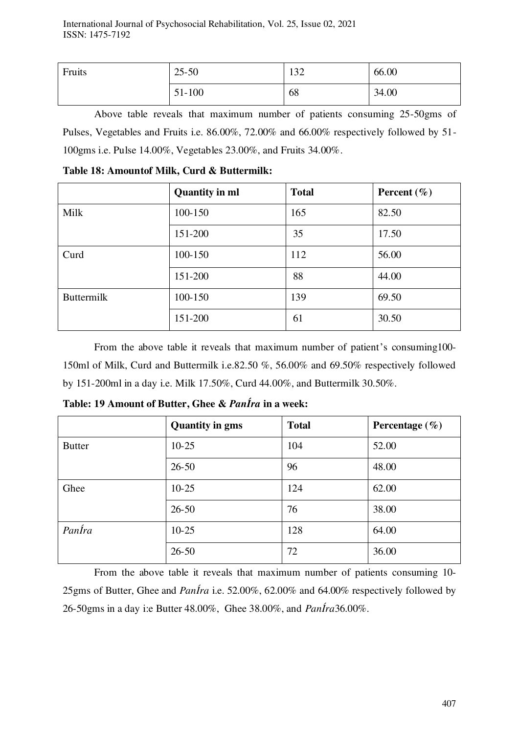| Fruits | 25-50 | 132 | 66.00 |
|---|---|---|---|
| | 51-100 | 68 | 34.00 |

Above table reveals that maximum number of patients consuming 25-50gms of Pulses, Vegetables and Fruits i.e. 86.00%, 72.00% and 66.00% respectively followed by 51-100gms i.e. Pulse 14.00%, Vegetables 23.00%, and Fruits 34.00%.

**Table 18: Amountof Milk, Curd & Buttermilk:**

| | **Quantity in ml** | **Total** | **Percent (%)** |
|---|---|---|---|
| Milk | 100-150 | 165 | 82.50 |
| | 151-200 | 35 | 17.50 |
| Curd | 100-150 | 112 | 56.00 |
| | 151-200 | 88 | 44.00 |
| Buttermilk | 100-150 | 139 | 69.50 |
| | 151-200 | 61 | 30.50 |

From the above table it reveals that maximum number of patient's consuming100-150ml of Milk, Curd and Buttermilk i.e.82.50 %, 56.00% and 69.50% respectively followed by 151-200ml in a day i.e. Milk 17.50%, Curd 44.00%, and Buttermilk 30.50%.

**Table: 19 Amount of Butter, Ghee & *PanÍra* in a week:**

| | **Quantity in gms** | **Total** | **Percentage (%)** |
|---|---|---|---|
| Butter | 10-25 | 104 | 52.00 |
| | 26-50 | 96 | 48.00 |
| Ghee | 10-25 | 124 | 62.00 |
| | 26-50 | 76 | 38.00 |
| *PanÍra* | 10-25 | 128 | 64.00 |
| | 26-50 | 72 | 36.00 |

From the above table it reveals that maximum number of patients consuming 10-25gms of Butter, Ghee and *PanÍra* i.e. 52.00%, 62.00% and 64.00% respectively followed by 26-50gms in a day i:e Butter 48.00%, Ghee 38.00%, and *PanÍra*36.00%.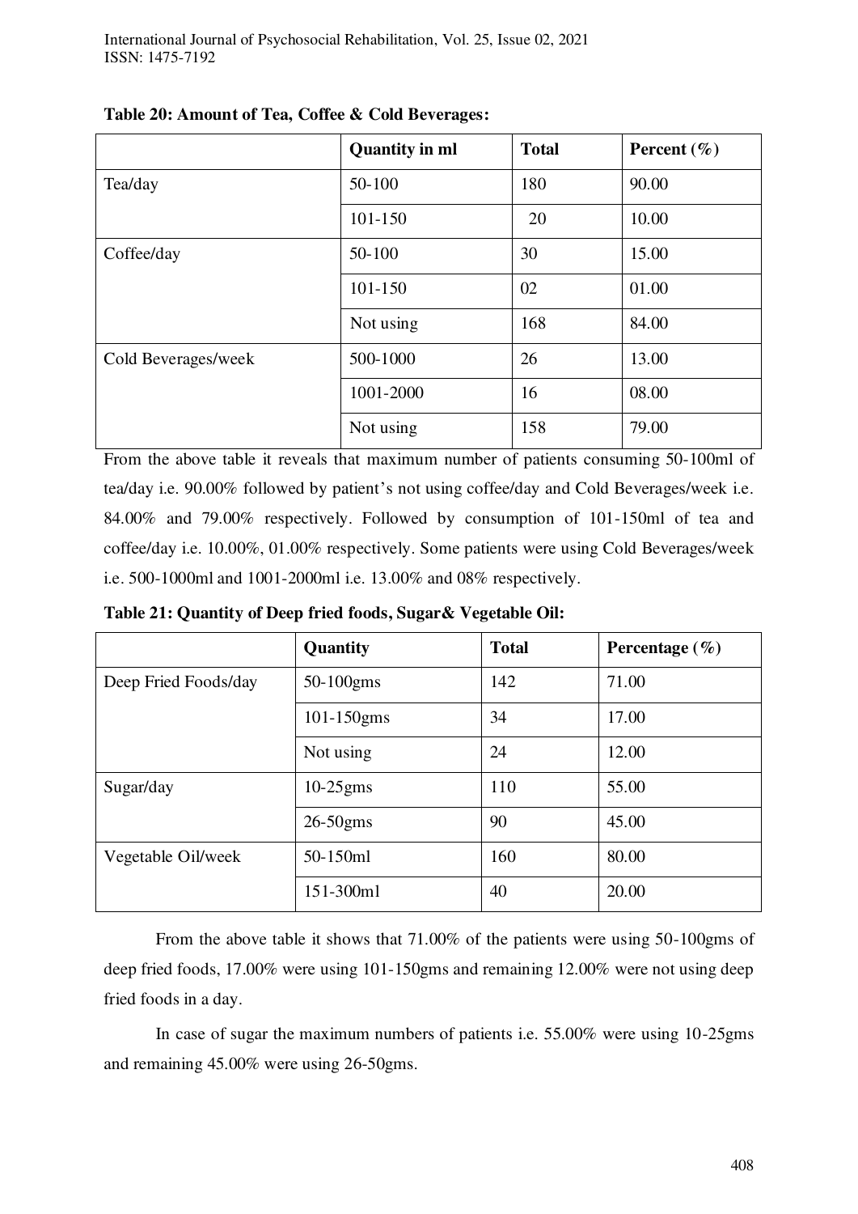**Table 20: Amount of Tea, Coffee & Cold Beverages:**

| | Quantity in ml | Total | Percent (%) |
|---|---|---|---|
| Tea/day | 50-100 | 180 | 90.00 |
| | 101-150 | 20 | 10.00 |
| Coffee/day | 50-100 | 30 | 15.00 |
| | 101-150 | 02 | 01.00 |
| | Not using | 168 | 84.00 |
| Cold Beverages/week | 500-1000 | 26 | 13.00 |
| | 1001-2000 | 16 | 08.00 |
| | Not using | 158 | 79.00 |

From the above table it reveals that maximum number of patients consuming 50-100ml of tea/day i.e. 90.00% followed by patient's not using coffee/day and Cold Beverages/week i.e. 84.00% and 79.00% respectively. Followed by consumption of 101-150ml of tea and coffee/day i.e. 10.00%, 01.00% respectively. Some patients were using Cold Beverages/week i.e. 500-1000ml and 1001-2000ml i.e. 13.00% and 08% respectively.

**Table 21: Quantity of Deep fried foods, Sugar& Vegetable Oil:**

| | Quantity | Total | Percentage (%) |
|---|---|---|---|
| Deep Fried Foods/day | 50-100gms | 142 | 71.00 |
| | 101-150gms | 34 | 17.00 |
| | Not using | 24 | 12.00 |
| Sugar/day | 10-25gms | 110 | 55.00 |
| | 26-50gms | 90 | 45.00 |
| Vegetable Oil/week | 50-150ml | 160 | 80.00 |
| | 151-300ml | 40 | 20.00 |

From the above table it shows that 71.00% of the patients were using 50-100gms of deep fried foods, 17.00% were using 101-150gms and remaining 12.00% were not using deep fried foods in a day.

In case of sugar the maximum numbers of patients i.e. 55.00% were using 10-25gms and remaining 45.00% were using 26-50gms.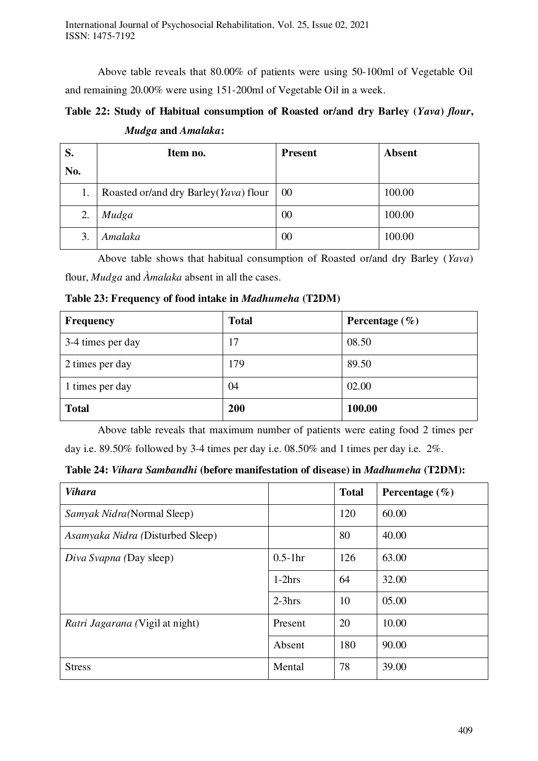Above table reveals that 80.00% of patients were using 50-100ml of Vegetable Oil and remaining 20.00% were using 151-200ml of Vegetable Oil in a week.

**Table 22: Study of Habitual consumption of Roasted or/and dry Barley (*Yava*) *flour*, *Mudga* and *Amalaka*:**

| S. No. | Item no. | Present | Absent |
|---|---|---|---|
| 1. | Roasted or/and dry Barley(*Yava*) flour | 00 | 100.00 |
| 2. | *Mudga* | 00 | 100.00 |
| 3. | *Amalaka* | 00 | 100.00 |

Above table shows that habitual consumption of Roasted or/and dry Barley (*Yava*) flour, *Mudga* and *Àmalaka* absent in all the cases.

**Table 23: Frequency of food intake in *Madhumeha* (T2DM)**

| Frequency | Total | Percentage (%) |
|---|---|---|
| 3-4 times per day | 17 | 08.50 |
| 2 times per day | 179 | 89.50 |
| 1 times per day | 04 | 02.00 |
| **Total** | **200** | **100.00** |

Above table reveals that maximum number of patients were eating food 2 times per day i.e. 89.50% followed by 3-4 times per day i.e. 08.50% and 1 times per day i.e. 2%.

**Table 24: *Vihara Sambandhi* (before manifestation of disease) in *Madhumeha* (T2DM):**

| *Vihara* | | Total | Percentage (%) |
|---|---|---|---|
| *Samyak Nidra(*Normal Sleep) | | 120 | 60.00 |
| *Asamyaka Nidra (*Disturbed Sleep) | | 80 | 40.00 |
| *Diva Svapna (*Day sleep) | 0.5-1hr | 126 | 63.00 |
| | 1-2hrs | 64 | 32.00 |
| | 2-3hrs | 10 | 05.00 |
| *Ratri Jagarana (*Vigil at night) | Present | 20 | 10.00 |
| | Absent | 180 | 90.00 |
| Stress | Mental | 78 | 39.00 |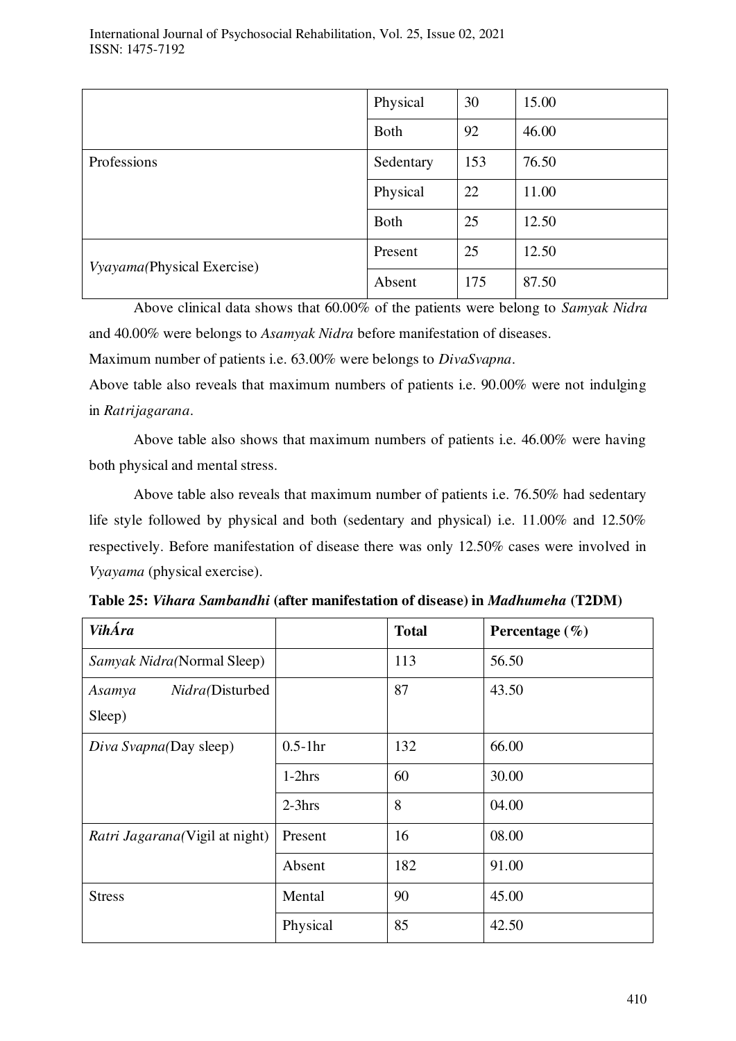| | | | |
|---|---|---|---|
| | Physical | 30 | 15.00 |
| | Both | 92 | 46.00 |
| Professions | Sedentary | 153 | 76.50 |
| | Physical | 22 | 11.00 |
| | Both | 25 | 12.50 |
| *Vyayama(*Physical Exercise) | Present | 25 | 12.50 |
| | Absent | 175 | 87.50 |

Above clinical data shows that 60.00% of the patients were belong to *Samyak Nidra* and 40.00% were belongs to *Asamyak Nidra* before manifestation of diseases.

Maximum number of patients i.e. 63.00% were belongs to *DivaSvapna*.

Above table also reveals that maximum numbers of patients i.e. 90.00% were not indulging in *Ratrijagarana*.

Above table also shows that maximum numbers of patients i.e. 46.00% were having both physical and mental stress.

Above table also reveals that maximum number of patients i.e. 76.50% had sedentary life style followed by physical and both (sedentary and physical) i.e. 11.00% and 12.50% respectively. Before manifestation of disease there was only 12.50% cases were involved in *Vyayama* (physical exercise).

**Table 25: *Vihara Sambandhi* (after manifestation of disease) in *Madhumeha* (T2DM)**

| ***VihÁra*** | | **Total** | **Percentage (%)** |
|---|---|---|---|
| *Samyak Nidra(*Normal Sleep) | | 113 | 56.50 |
| *Asamya Nidra(*Disturbed Sleep) | | 87 | 43.50 |
| *Diva Svapna(*Day sleep) | 0.5-1hr | 132 | 66.00 |
| | 1-2hrs | 60 | 30.00 |
| | 2-3hrs | 8 | 04.00 |
| *Ratri Jagarana(*Vigil at night) | Present | 16 | 08.00 |
| | Absent | 182 | 91.00 |
| Stress | Mental | 90 | 45.00 |
| | Physical | 85 | 42.50 |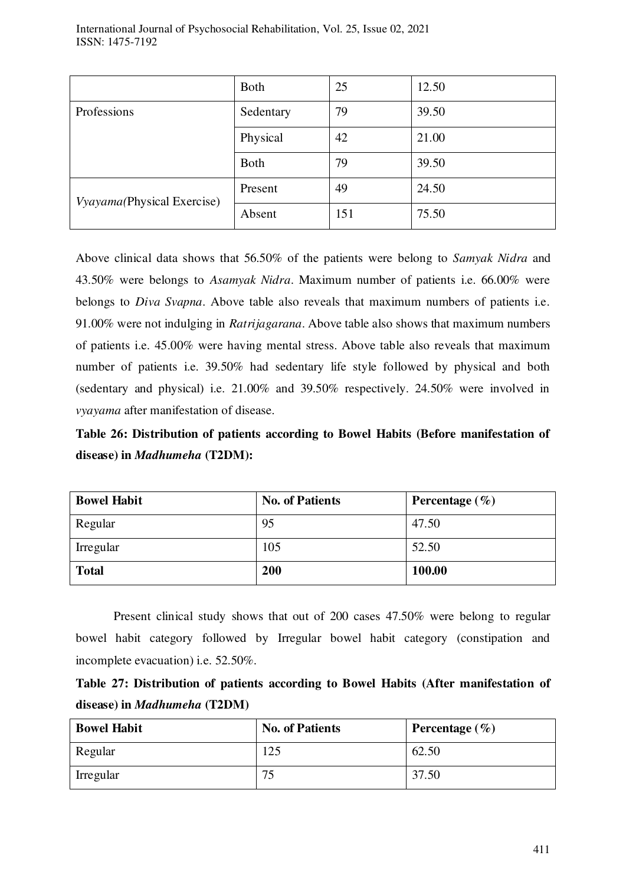|  | Both | 25 | 12.50 |
| --- | --- | --- | --- |
| Professions | Sedentary | 79 | 39.50 |
|  | Physical | 42 | 21.00 |
|  | Both | 79 | 39.50 |
| *Vyayama*(Physical Exercise) | Present | 49 | 24.50 |
|  | Absent | 151 | 75.50 |

Above clinical data shows that 56.50% of the patients were belong to *Samyak Nidra* and 43.50% were belongs to *Asamyak Nidra*. Maximum number of patients i.e. 66.00% were belongs to *Diva Svapna*. Above table also reveals that maximum numbers of patients i.e. 91.00% were not indulging in *Ratrijagarana*. Above table also shows that maximum numbers of patients i.e. 45.00% were having mental stress. Above table also reveals that maximum number of patients i.e. 39.50% had sedentary life style followed by physical and both (sedentary and physical) i.e. 21.00% and 39.50% respectively. 24.50% were involved in *vyayama* after manifestation of disease.

**Table 26: Distribution of patients according to Bowel Habits (Before manifestation of disease) in *Madhumeha* (T2DM):**

| **Bowel Habit** | **No. of Patients** | **Percentage (%)** |
| --- | --- | --- |
| Regular | 95 | 47.50 |
| Irregular | 105 | 52.50 |
| **Total** | **200** | **100.00** |

Present clinical study shows that out of 200 cases 47.50% were belong to regular bowel habit category followed by Irregular bowel habit category (constipation and incomplete evacuation) i.e. 52.50%.

**Table 27: Distribution of patients according to Bowel Habits (After manifestation of disease) in *Madhumeha* (T2DM)**

| **Bowel Habit** | **No. of Patients** | **Percentage (%)** |
| --- | --- | --- |
| Regular | 125 | 62.50 |
| Irregular | 75 | 37.50 |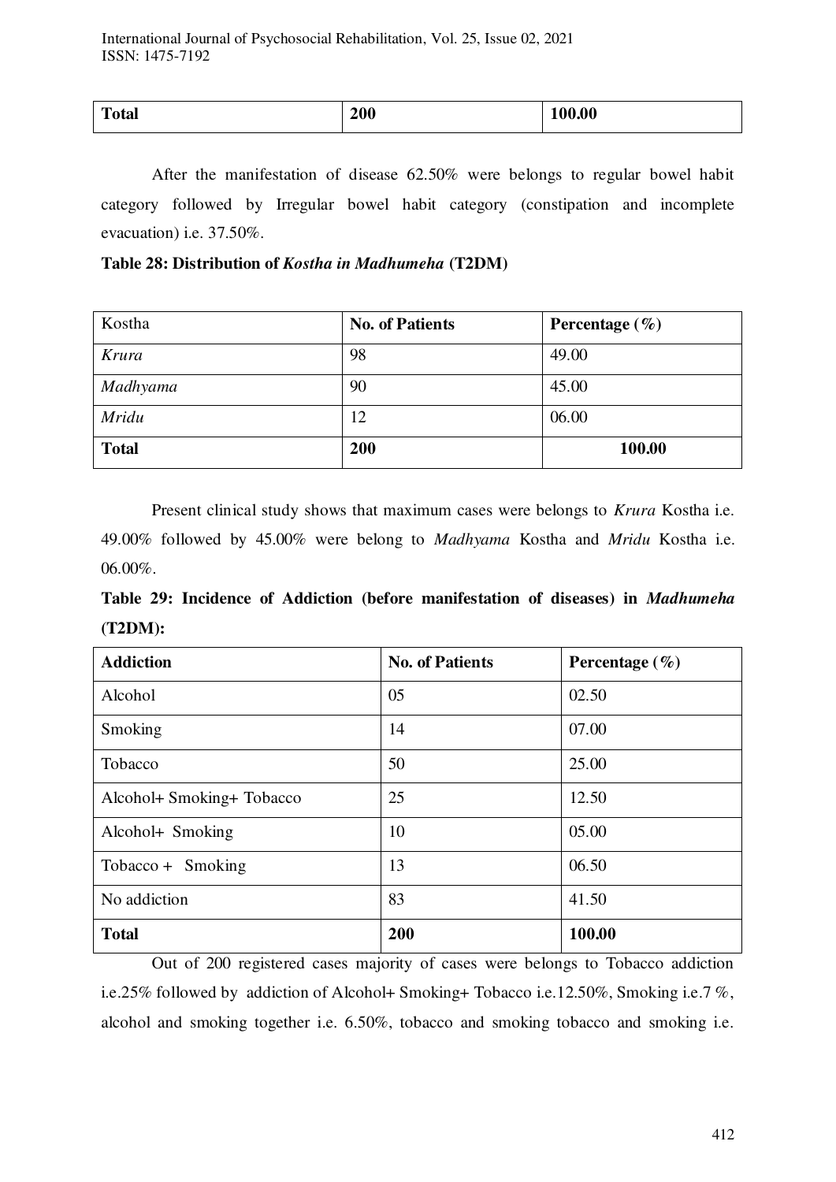| Total | 200 | 100.00 |
|---|---|---|

After the manifestation of disease 62.50% were belongs to regular bowel habit category followed by Irregular bowel habit category (constipation and incomplete evacuation) i.e. 37.50%.

**Table 28: Distribution of *Kostha in Madhumeha* (T2DM)**

| Kostha | **No. of Patients** | **Percentage (%)** |
|---|---|---|
| *Krura* | 98 | 49.00 |
| *Madhyama* | 90 | 45.00 |
| *Mridu* | 12 | 06.00 |
| **Total** | **200** | **100.00** |

Present clinical study shows that maximum cases were belongs to *Krura* Kostha i.e. 49.00% followed by 45.00% were belong to *Madhyama* Kostha and *Mridu* Kostha i.e. 06.00%.

**Table 29: Incidence of Addiction (before manifestation of diseases) in *Madhumeha* (T2DM):**

| **Addiction** | **No. of Patients** | **Percentage (%)** |
|---|---|---|
| Alcohol | 05 | 02.50 |
| Smoking | 14 | 07.00 |
| Tobacco | 50 | 25.00 |
| Alcohol+ Smoking+ Tobacco | 25 | 12.50 |
| Alcohol+ Smoking | 10 | 05.00 |
| Tobacco + Smoking | 13 | 06.50 |
| No addiction | 83 | 41.50 |
| **Total** | **200** | **100.00** |

Out of 200 registered cases majority of cases were belongs to Tobacco addiction i.e.25% followed by addiction of Alcohol+ Smoking+ Tobacco i.e.12.50%, Smoking i.e.7 %, alcohol and smoking together i.e. 6.50%, tobacco and smoking tobacco and smoking i.e.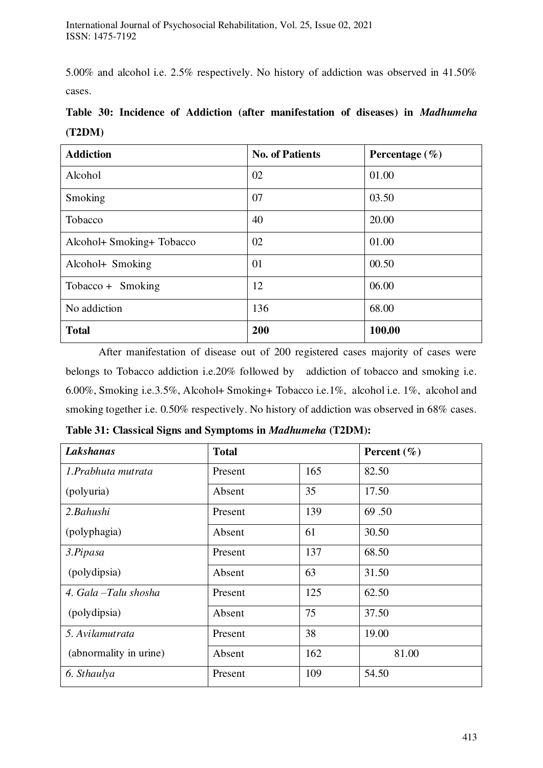5.00% and alcohol i.e. 2.5% respectively. No history of addiction was observed in 41.50% cases.

**Table 30: Incidence of Addiction (after manifestation of diseases) in *Madhumeha* (T2DM)**

| Addiction | No. of Patients | Percentage (%) |
|---|---|---|
| Alcohol | 02 | 01.00 |
| Smoking | 07 | 03.50 |
| Tobacco | 40 | 20.00 |
| Alcohol+ Smoking+ Tobacco | 02 | 01.00 |
| Alcohol+ Smoking | 01 | 00.50 |
| Tobacco + Smoking | 12 | 06.00 |
| No addiction | 136 | 68.00 |
| **Total** | **200** | **100.00** |

After manifestation of disease out of 200 registered cases majority of cases were belongs to Tobacco addiction i.e.20% followed by addiction of tobacco and smoking i.e. 6.00%, Smoking i.e.3.5%, Alcohol+ Smoking+ Tobacco i.e.1%, alcohol i.e. 1%, alcohol and smoking together i.e. 0.50% respectively. No history of addiction was observed in 68% cases.

**Table 31: Classical Signs and Symptoms in *Madhumeha* (T2DM):**

| *Lakshanas* | Total | | Percent (%) |
|---|---|---|---|
| *1.Prabhuta mutrata* | Present | 165 | 82.50 |
| (polyuria) | Absent | 35 | 17.50 |
| *2.Bahushi* | Present | 139 | 69 .50 |
| (polyphagia) | Absent | 61 | 30.50 |
| *3.Pipasa* | Present | 137 | 68.50 |
| (polydipsia) | Absent | 63 | 31.50 |
| *4. Gala –Talu shosha* | Present | 125 | 62.50 |
| (polydipsia) | Absent | 75 | 37.50 |
| *5. Avilamutrata* | Present | 38 | 19.00 |
| (abnormality in urine) | Absent | 162 | 81.00 |
| *6. Sthaulya* | Present | 109 | 54.50 |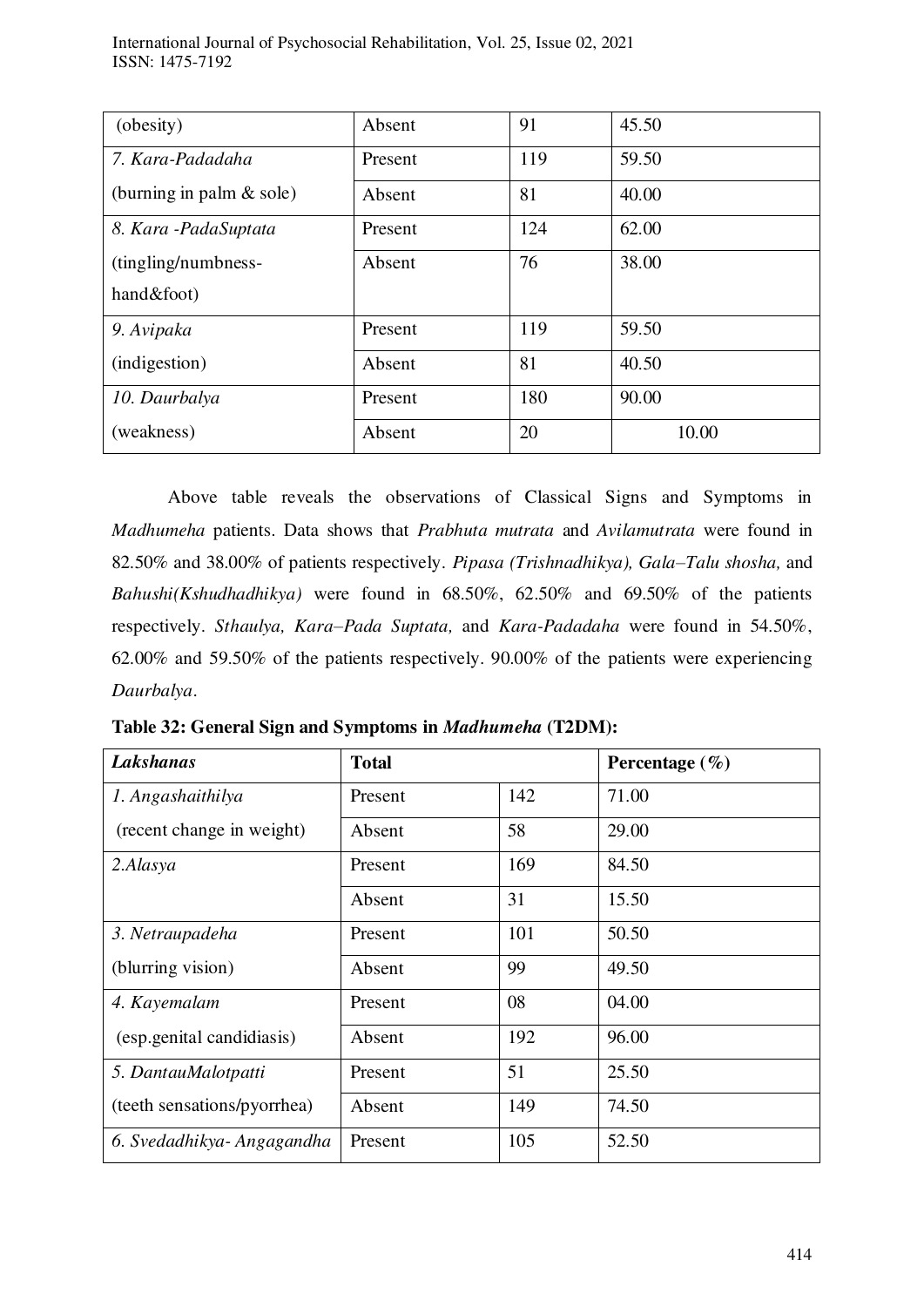| (obesity) | Absent | 91 | 45.50 |
|---|---|---|---|
| *7. Kara-Padadaha* (burning in palm & sole) | Present | 119 | 59.50 |
| | Absent | 81 | 40.00 |
| *8. Kara -PadaSuptata* (tingling/numbness-hand&foot) | Present | 124 | 62.00 |
| | Absent | 76 | 38.00 |
| *9. Avipaka* (indigestion) | Present | 119 | 59.50 |
| | Absent | 81 | 40.50 |
| *10. Daurbalya* (weakness) | Present | 180 | 90.00 |
| | Absent | 20 | 10.00 |

Above table reveals the observations of Classical Signs and Symptoms in *Madhumeha* patients. Data shows that *Prabhuta mutrata* and *Avilamutrata* were found in 82.50% and 38.00% of patients respectively. *Pipasa (Trishnadhikya), Gala–Talu shosha,* and *Bahushi(Kshudhadhikya)* were found in 68.50%, 62.50% and 69.50% of the patients respectively. *Sthaulya, Kara–Pada Suptata,* and *Kara-Padadaha* were found in 54.50%, 62.00% and 59.50% of the patients respectively. 90.00% of the patients were experiencing *Daurbalya*.

**Table 32: General Sign and Symptoms in *Madhumeha* (T2DM):**

| *Lakshanas* | Total | | Percentage (%) |
|---|---|---|---|
| *1. Angashaithilya* (recent change in weight) | Present | 142 | 71.00 |
| | Absent | 58 | 29.00 |
| *2.Alasya* | Present | 169 | 84.50 |
| | Absent | 31 | 15.50 |
| *3. Netraupadeha* (blurring vision) | Present | 101 | 50.50 |
| | Absent | 99 | 49.50 |
| *4. Kayemalam* (esp.genital candidiasis) | Present | 08 | 04.00 |
| | Absent | 192 | 96.00 |
| *5. DantauMalotpatti* (teeth sensations/pyorrhea) | Present | 51 | 25.50 |
| | Absent | 149 | 74.50 |
| *6. Svedadhikya- Angagandha* | Present | 105 | 52.50 |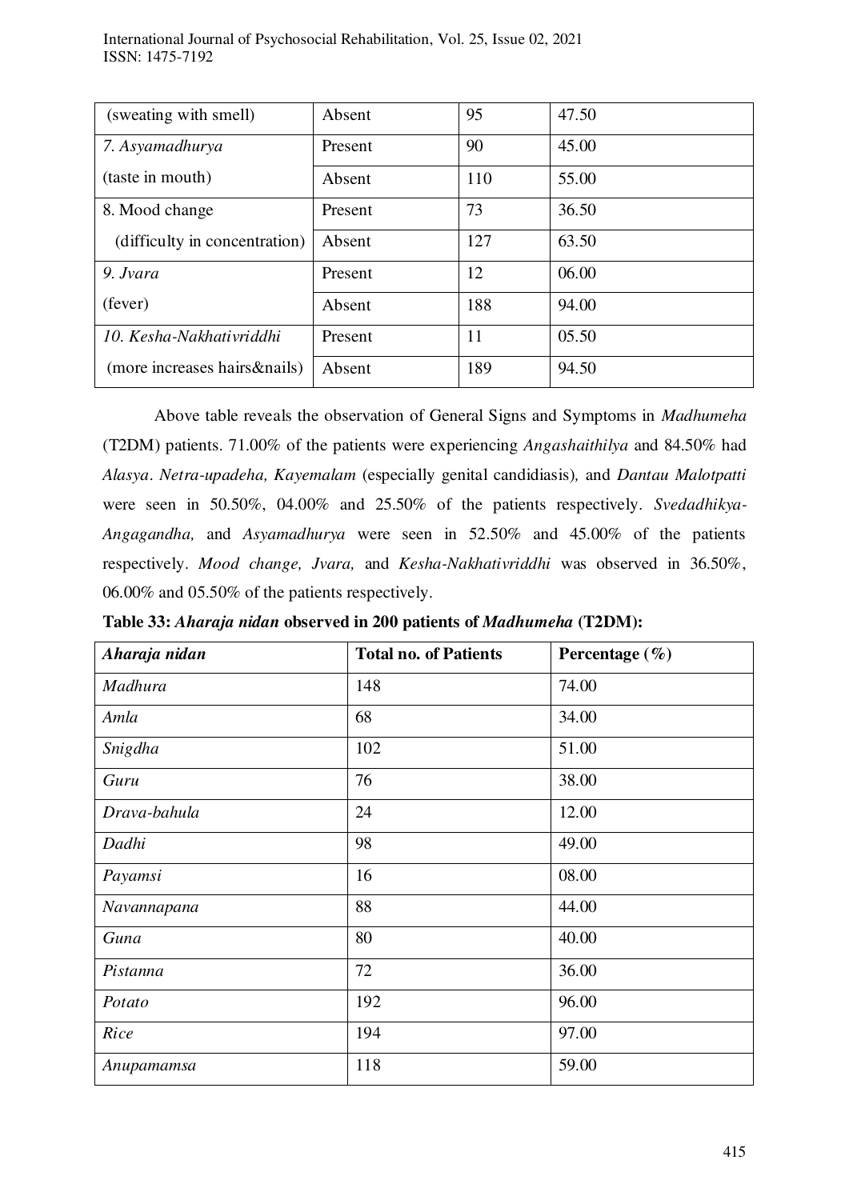| (sweating with smell) | Absent | 95 | 47.50 |
|---|---|---|---|
| *7. Asyamadhurya* | Present | 90 | 45.00 |
| (taste in mouth) | Absent | 110 | 55.00 |
| 8. Mood change | Present | 73 | 36.50 |
| (difficulty in concentration) | Absent | 127 | 63.50 |
| *9. Jvara* | Present | 12 | 06.00 |
| (fever) | Absent | 188 | 94.00 |
| *10. Kesha-Nakhativriddhi* | Present | 11 | 05.50 |
| (more increases hairs&nails) | Absent | 189 | 94.50 |

Above table reveals the observation of General Signs and Symptoms in *Madhumeha* (T2DM) patients. 71.00% of the patients were experiencing *Angashaithilya* and 84.50% had *Alasya*. *Netra-upadeha, Kayemalam* (especially genital candidiasis)*,* and *Dantau Malotpatti* were seen in 50.50%, 04.00% and 25.50% of the patients respectively. *Svedadhikya-Angagandha,* and *Asyamadhurya* were seen in 52.50% and 45.00% of the patients respectively. *Mood change, Jvara,* and *Kesha-Nakhativriddhi* was observed in 36.50%, 06.00% and 05.50% of the patients respectively.

**Table 33: *Aharaja nidan* observed in 200 patients of *Madhumeha* (T2DM):**

| *Aharaja nidan* | Total no. of Patients | Percentage (%) |
|---|---|---|
| *Madhura* | 148 | 74.00 |
| *Amla* | 68 | 34.00 |
| *Snigdha* | 102 | 51.00 |
| *Guru* | 76 | 38.00 |
| *Drava-bahula* | 24 | 12.00 |
| *Dadhi* | 98 | 49.00 |
| *Payamsi* | 16 | 08.00 |
| *Navannapana* | 88 | 44.00 |
| *Guna* | 80 | 40.00 |
| *Pistanna* | 72 | 36.00 |
| *Potato* | 192 | 96.00 |
| *Rice* | 194 | 97.00 |
| *Anupamamsa* | 118 | 59.00 |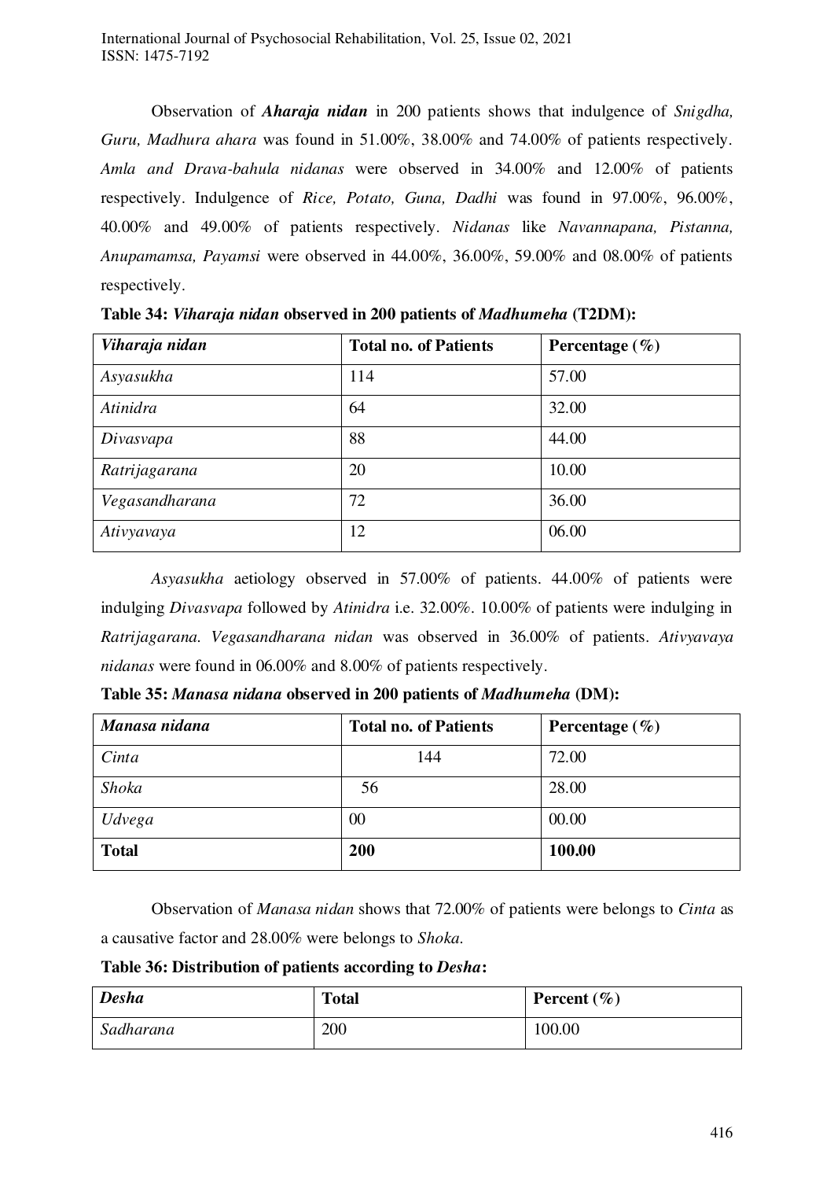Observation of ***Aharaja nidan*** in 200 patients shows that indulgence of *Snigdha, Guru, Madhura ahara* was found in 51.00%, 38.00% and 74.00% of patients respectively. *Amla and Drava-bahula nidanas* were observed in 34.00% and 12.00% of patients respectively. Indulgence of *Rice, Potato, Guna, Dadhi* was found in 97.00%, 96.00%, 40.00% and 49.00% of patients respectively. *Nidanas* like *Navannapana, Pistanna, Anupamamsa, Payamsi* were observed in 44.00%, 36.00%, 59.00% and 08.00% of patients respectively.

**Table 34: *Viharaja nidan* observed in 200 patients of *Madhumeha* (T2DM):**

| *Viharaja nidan* | **Total no. of Patients** | **Percentage (%)** |
|---|---|---|
| *Asyasukha* | 114 | 57.00 |
| *Atinidra* | 64 | 32.00 |
| *Divasvapa* | 88 | 44.00 |
| *Ratrijagarana* | 20 | 10.00 |
| *Vegasandharana* | 72 | 36.00 |
| *Ativyavaya* | 12 | 06.00 |

*Asyasukha* aetiology observed in 57.00% of patients. 44.00% of patients were indulging *Divasvapa* followed by *Atinidra* i.e. 32.00%. 10.00% of patients were indulging in *Ratrijagarana. Vegasandharana nidan* was observed in 36.00% of patients. *Ativyavaya nidanas* were found in 06.00% and 8.00% of patients respectively.

**Table 35: *Manasa nidana* observed in 200 patients of *Madhumeha* (DM):**

| *Manasa nidana* | **Total no. of Patients** | **Percentage (%)** |
|---|---|---|
| *Cinta* | 144 | 72.00 |
| *Shoka* | 56 | 28.00 |
| *Udvega* | 00 | 00.00 |
| **Total** | **200** | **100.00** |

Observation of *Manasa nidan* shows that 72.00% of patients were belongs to *Cinta* as a causative factor and 28.00% were belongs to *Shoka.*

**Table 36: Distribution of patients according to *Desha*:**

| *Desha* | **Total** | **Percent (%)** |
|---|---|---|
| *Sadharana* | 200 | 100.00 |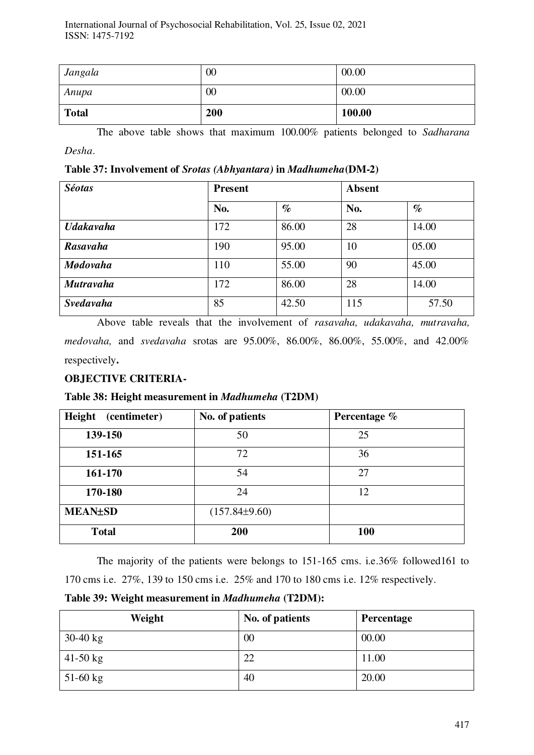| *Jangala* | 00 | 00.00 |
|---|---|---|
| *Anupa* | 00 | 00.00 |
| **Total** | **200** | **100.00** |

The above table shows that maximum 100.00% patients belonged to *Sadharana Desha*.

**Table 37: Involvement of *Srotas (Abhyantara)* in *Madhumeha*(DM-2)**

| ***Séotas*** | **Present** | | **Absent** | |
|---|---|---|---|---|
| | **No.** | **%** | **No.** | **%** |
| ***Udakavaha*** | 172 | 86.00 | 28 | 14.00 |
| ***Rasavaha*** | 190 | 95.00 | 10 | 05.00 |
| ***Mødovaha*** | 110 | 55.00 | 90 | 45.00 |
| ***Mutravaha*** | 172 | 86.00 | 28 | 14.00 |
| ***Svedavaha*** | 85 | 42.50 | 115 | 57.50 |

Above table reveals that the involvement of *rasavaha, udakavaha, mutravaha, medovaha,* and *svedavaha* srotas are 95.00%, 86.00%, 86.00%, 55.00%, and 42.00% respectively**.**

**OBJECTIVE CRITERIA-**

**Table 38: Height measurement in *Madhumeha* (T2DM)**

| **Height (centimeter)** | **No. of patients** | **Percentage %** |
|---|---|---|
| **139-150** | 50 | 25 |
| **151-165** | 72 | 36 |
| **161-170** | 54 | 27 |
| **170-180** | 24 | 12 |
| **MEAN±SD** | (157.84±9.60) | |
| **Total** | **200** | **100** |

The majority of the patients were belongs to 151-165 cms. i.e.36% followed161 to 170 cms i.e. 27%, 139 to 150 cms i.e. 25% and 170 to 180 cms i.e. 12% respectively.

**Table 39: Weight measurement in *Madhumeha* (T2DM):**

| **Weight** | **No. of patients** | **Percentage** |
|---|---|---|
| 30-40 kg | 00 | 00.00 |
| 41-50 kg | 22 | 11.00 |
| 51-60 kg | 40 | 20.00 |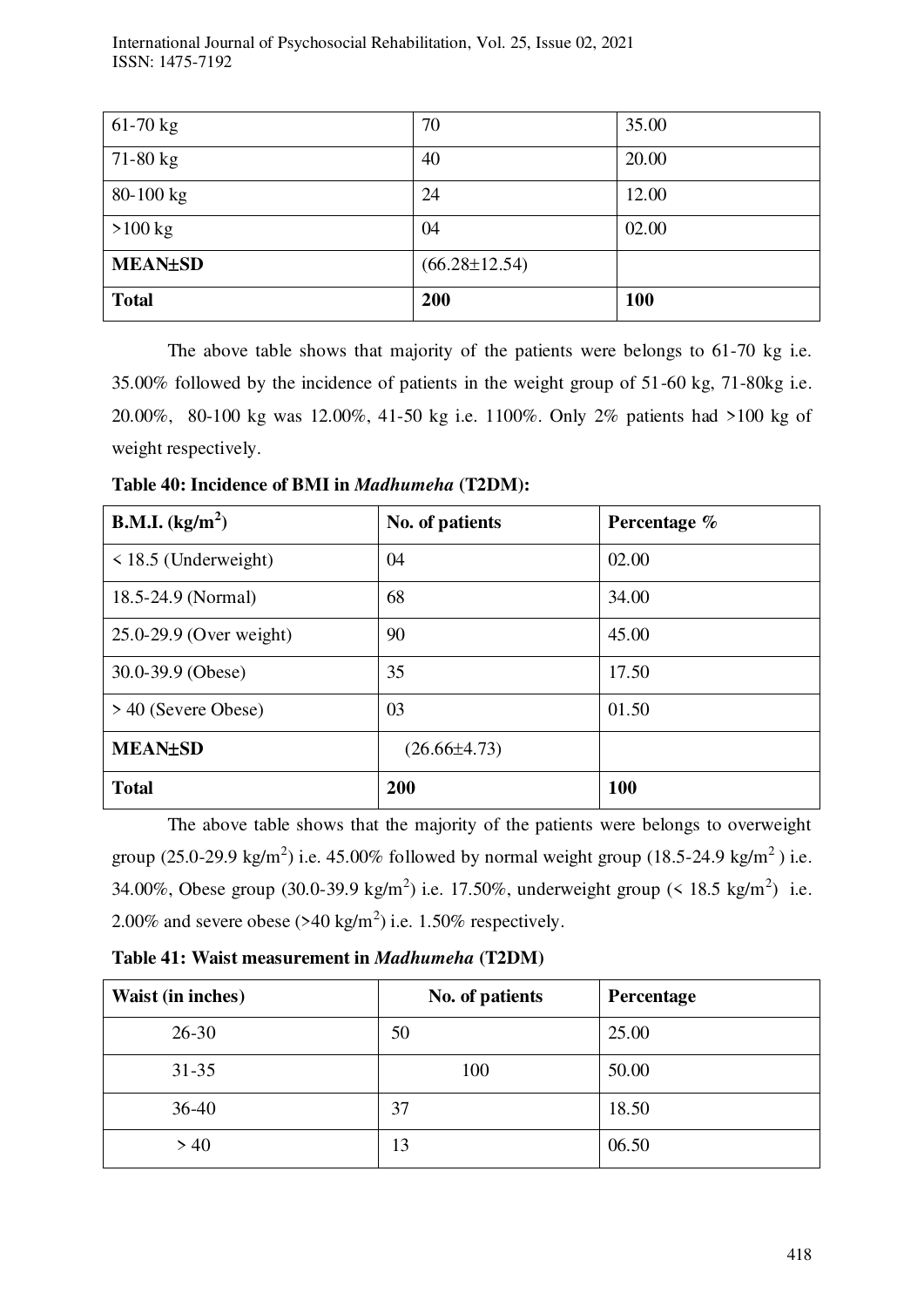| 61-70 kg | 70 | 35.00 |
|---|---|---|
| 71-80 kg | 40 | 20.00 |
| 80-100 kg | 24 | 12.00 |
| >100 kg | 04 | 02.00 |
| **MEAN±SD** | (66.28±12.54) | |
| **Total** | **200** | **100** |

The above table shows that majority of the patients were belongs to 61-70 kg i.e. 35.00% followed by the incidence of patients in the weight group of 51-60 kg, 71-80kg i.e. 20.00%, 80-100 kg was 12.00%, 41-50 kg i.e. 1100%. Only 2% patients had >100 kg of weight respectively.

**Table 40: Incidence of BMI in *Madhumeha* (T2DM):**

| **B.M.I. (kg/m$^2$)** | **No. of patients** | **Percentage %** |
|---|---|---|
| < 18.5 (Underweight) | 04 | 02.00 |
| 18.5-24.9 (Normal) | 68 | 34.00 |
| 25.0-29.9 (Over weight) | 90 | 45.00 |
| 30.0-39.9 (Obese) | 35 | 17.50 |
| > 40 (Severe Obese) | 03 | 01.50 |
| **MEAN±SD** | (26.66±4.73) | |
| **Total** | **200** | **100** |

The above table shows that the majority of the patients were belongs to overweight group (25.0-29.9 kg/m$^2$) i.e. 45.00% followed by normal weight group (18.5-24.9 kg/m$^2$ ) i.e. 34.00%, Obese group (30.0-39.9 kg/m$^2$) i.e. 17.50%, underweight group (< 18.5 kg/m$^2$) i.e. 2.00% and severe obese (>40 kg/m$^2$) i.e. 1.50% respectively.

**Table 41: Waist measurement in *Madhumeha* (T2DM)**

| **Waist (in inches)** | **No. of patients** | **Percentage** |
|---|---|---|
| 26-30 | 50 | 25.00 |
| 31-35 | 100 | 50.00 |
| 36-40 | 37 | 18.50 |
| > 40 | 13 | 06.50 |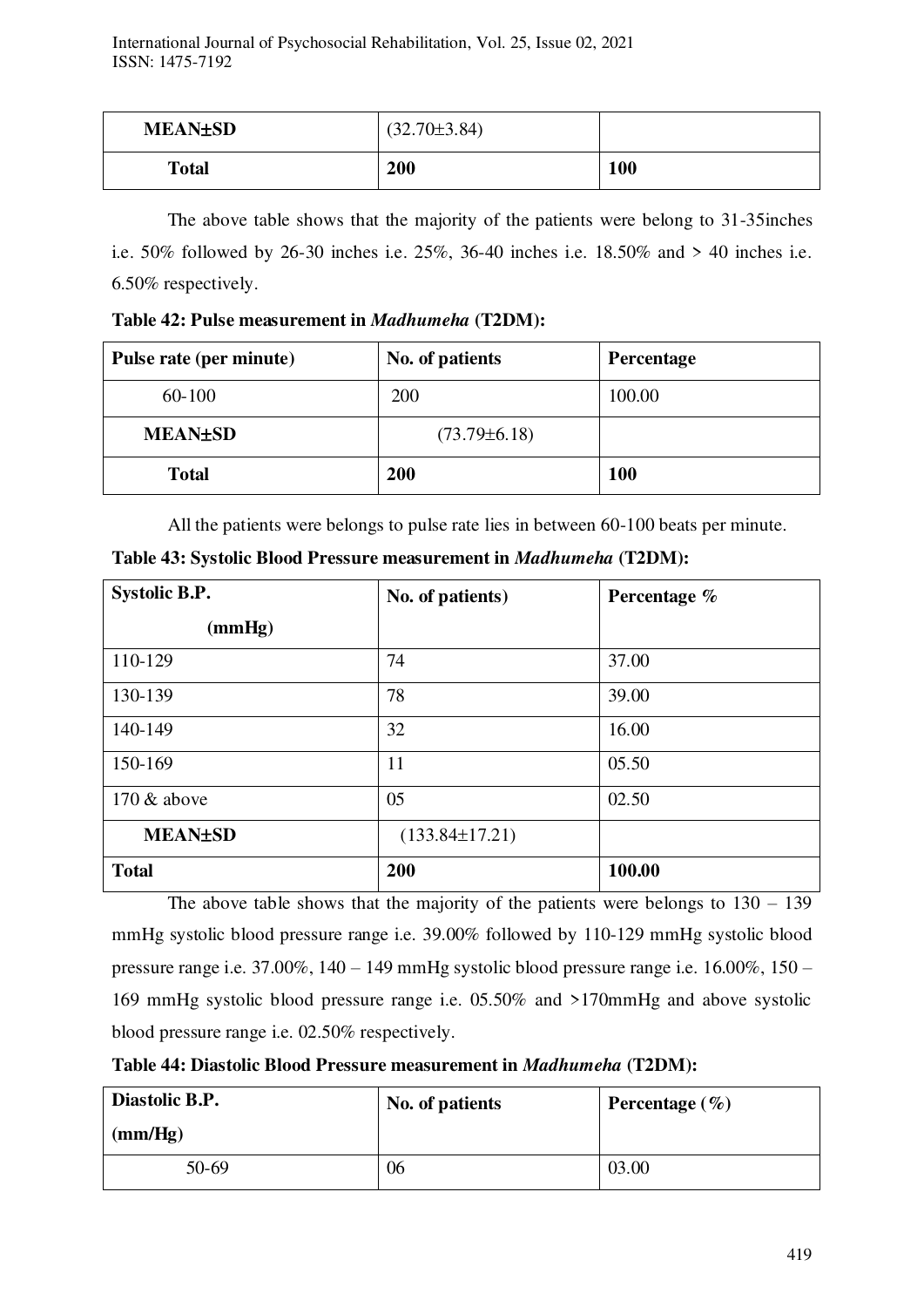| MEAN±SD | (32.70±3.84) | |
|---|---|---|
| **Total** | **200** | **100** |

The above table shows that the majority of the patients were belong to 31-35inches i.e. 50% followed by 26-30 inches i.e. 25%, 36-40 inches i.e. 18.50% and > 40 inches i.e. 6.50% respectively.

**Table 42: Pulse measurement in *Madhumeha* (T2DM):**

| Pulse rate (per minute) | No. of patients | Percentage |
|---|---|---|
| 60-100 | 200 | 100.00 |
| **MEAN±SD** | (73.79±6.18) | |
| **Total** | **200** | **100** |

All the patients were belongs to pulse rate lies in between 60-100 beats per minute.

**Table 43: Systolic Blood Pressure measurement in *Madhumeha* (T2DM):**

| Systolic B.P. (mmHg) | No. of patients) | Percentage % |
|---|---|---|
| 110-129 | 74 | 37.00 |
| 130-139 | 78 | 39.00 |
| 140-149 | 32 | 16.00 |
| 150-169 | 11 | 05.50 |
| 170 & above | 05 | 02.50 |
| **MEAN±SD** | (133.84±17.21) | |
| **Total** | **200** | **100.00** |

The above table shows that the majority of the patients were belongs to 130 – 139 mmHg systolic blood pressure range i.e. 39.00% followed by 110-129 mmHg systolic blood pressure range i.e. 37.00%, 140 – 149 mmHg systolic blood pressure range i.e. 16.00%, 150 – 169 mmHg systolic blood pressure range i.e. 05.50% and >170mmHg and above systolic blood pressure range i.e. 02.50% respectively.

**Table 44: Diastolic Blood Pressure measurement in *Madhumeha* (T2DM):**

| Diastolic B.P. (mm/Hg) | No. of patients | Percentage (%) |
|---|---|---|
| 50-69 | 06 | 03.00 |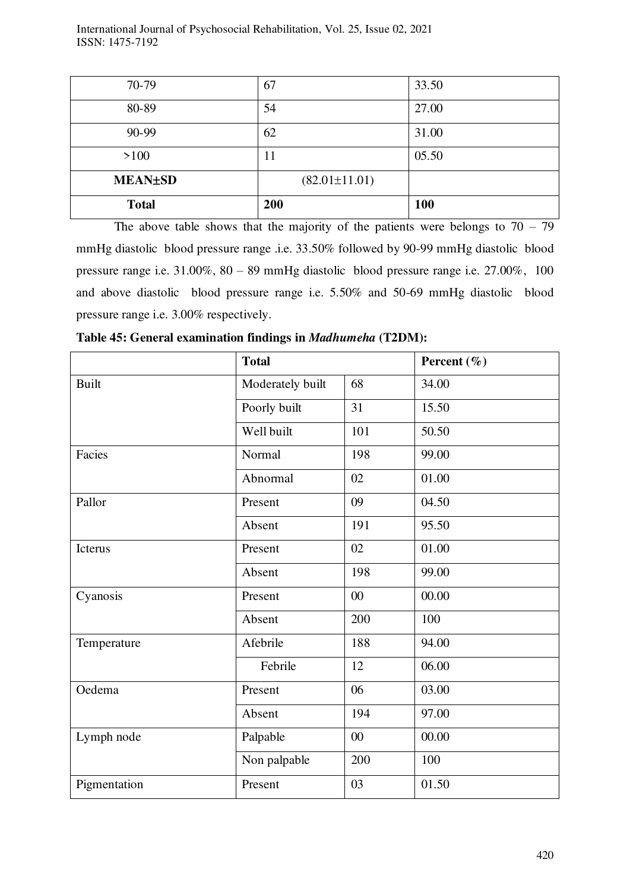| 70-79 | 67 | 33.50 |
|---|---|---|
| 80-89 | 54 | 27.00 |
| 90-99 | 62 | 31.00 |
| >100 | 11 | 05.50 |
| **MEAN±SD** | (82.01±11.01) | |
| **Total** | **200** | **100** |

The above table shows that the majority of the patients were belongs to 70 – 79 mmHg diastolic blood pressure range .i.e. 33.50% followed by 90-99 mmHg diastolic blood pressure range i.e. 31.00%, 80 – 89 mmHg diastolic blood pressure range i.e. 27.00%, 100 and above diastolic blood pressure range i.e. 5.50% and 50-69 mmHg diastolic blood pressure range i.e. 3.00% respectively.

**Table 45: General examination findings in *Madhumeha* (T2DM):**

| | **Total** | | **Percent (%)** |
|---|---|---|---|
| Built | Moderately built | 68 | 34.00 |
| | Poorly built | 31 | 15.50 |
| | Well built | 101 | 50.50 |
| Facies | Normal | 198 | 99.00 |
| | Abnormal | 02 | 01.00 |
| Pallor | Present | 09 | 04.50 |
| | Absent | 191 | 95.50 |
| Icterus | Present | 02 | 01.00 |
| | Absent | 198 | 99.00 |
| Cyanosis | Present | 00 | 00.00 |
| | Absent | 200 | 100 |
| Temperature | Afebrile | 188 | 94.00 |
| | Febrile | 12 | 06.00 |
| Oedema | Present | 06 | 03.00 |
| | Absent | 194 | 97.00 |
| Lymph node | Palpable | 00 | 00.00 |
| | Non palpable | 200 | 100 |
| Pigmentation | Present | 03 | 01.50 |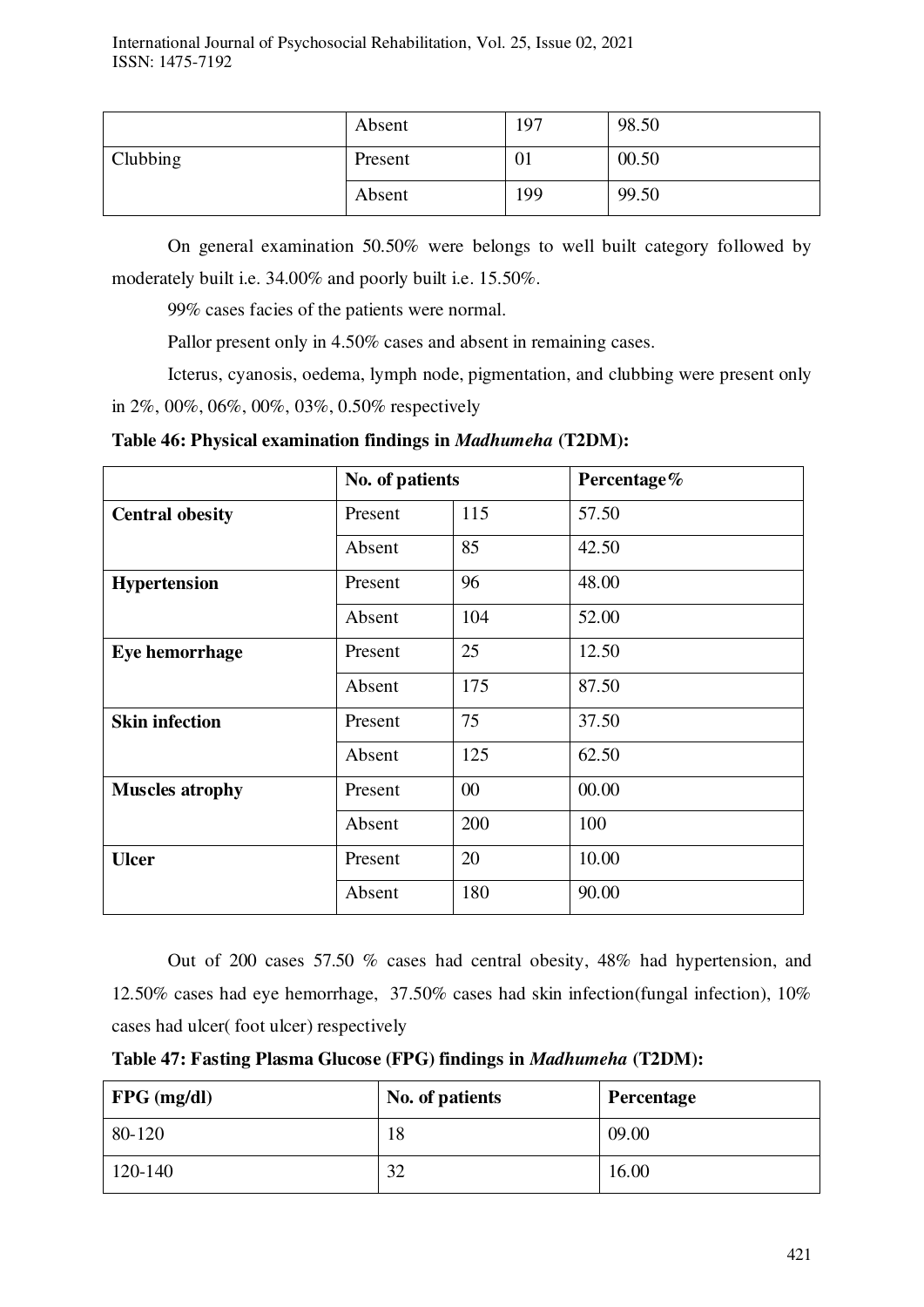| | Absent | 197 | 98.50 |
|---|---|---|---|
| Clubbing | Present | 01 | 00.50 |
| | Absent | 199 | 99.50 |

On general examination 50.50% were belongs to well built category followed by moderately built i.e. 34.00% and poorly built i.e. 15.50%.

99% cases facies of the patients were normal.

Pallor present only in 4.50% cases and absent in remaining cases.

Icterus, cyanosis, oedema, lymph node, pigmentation, and clubbing were present only in 2%, 00%, 06%, 00%, 03%, 0.50% respectively

**Table 46: Physical examination findings in *Madhumeha* (T2DM):**

| | No. of patients | | Percentage% |
|---|---|---|---|
| **Central obesity** | Present | 115 | 57.50 |
| | Absent | 85 | 42.50 |
| **Hypertension** | Present | 96 | 48.00 |
| | Absent | 104 | 52.00 |
| **Eye hemorrhage** | Present | 25 | 12.50 |
| | Absent | 175 | 87.50 |
| **Skin infection** | Present | 75 | 37.50 |
| | Absent | 125 | 62.50 |
| **Muscles atrophy** | Present | 00 | 00.00 |
| | Absent | 200 | 100 |
| **Ulcer** | Present | 20 | 10.00 |
| | Absent | 180 | 90.00 |

Out of 200 cases 57.50 % cases had central obesity, 48% had hypertension, and 12.50% cases had eye hemorrhage, 37.50% cases had skin infection(fungal infection), 10% cases had ulcer( foot ulcer) respectively

**Table 47: Fasting Plasma Glucose (FPG) findings in *Madhumeha* (T2DM):**

| FPG (mg/dl) | No. of patients | Percentage |
|---|---|---|
| 80-120 | 18 | 09.00 |
| 120-140 | 32 | 16.00 |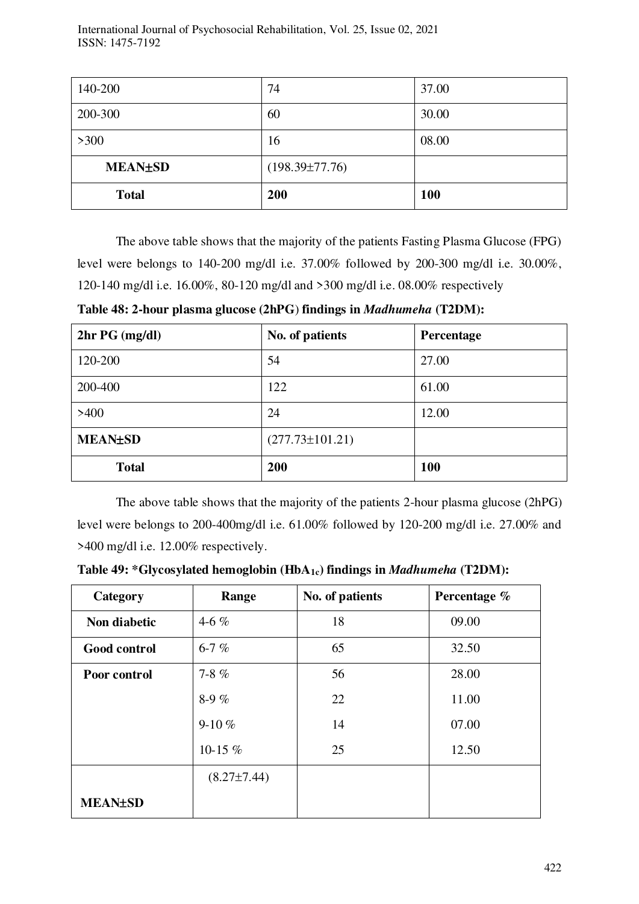| 140-200 | 74 | 37.00 |
|---|---|---|
| 200-300 | 60 | 30.00 |
| >300 | 16 | 08.00 |
| **MEAN±SD** | (198.39±77.76) | |
| **Total** | **200** | **100** |

The above table shows that the majority of the patients Fasting Plasma Glucose (FPG) level were belongs to 140-200 mg/dl i.e. 37.00% followed by 200-300 mg/dl i.e. 30.00%, 120-140 mg/dl i.e. 16.00%, 80-120 mg/dl and >300 mg/dl i.e. 08.00% respectively

**Table 48: 2-hour plasma glucose (2hPG) findings in *Madhumeha* (T2DM):**

| 2hr PG (mg/dl) | No. of patients | Percentage |
|---|---|---|
| 120-200 | 54 | 27.00 |
| 200-400 | 122 | 61.00 |
| >400 | 24 | 12.00 |
| **MEAN±SD** | (277.73±101.21) | |
| **Total** | **200** | **100** |

The above table shows that the majority of the patients 2-hour plasma glucose (2hPG) level were belongs to 200-400mg/dl i.e. 61.00% followed by 120-200 mg/dl i.e. 27.00% and >400 mg/dl i.e. 12.00% respectively.

**Table 49: *Glycosylated hemoglobin ($HbA_{1c}$) findings in *Madhumeha* (T2DM):**

| Category | Range | No. of patients | Percentage % |
|---|---|---|---|
| **Non diabetic** | 4-6 % | 18 | 09.00 |
| **Good control** | 6-7 % | 65 | 32.50 |
| **Poor control** | 7-8 % | 56 | 28.00 |
| | 8-9 % | 22 | 11.00 |
| | 9-10 % | 14 | 07.00 |
| | 10-15 % | 25 | 12.50 |
| **MEAN±SD** | (8.27±7.44) | | |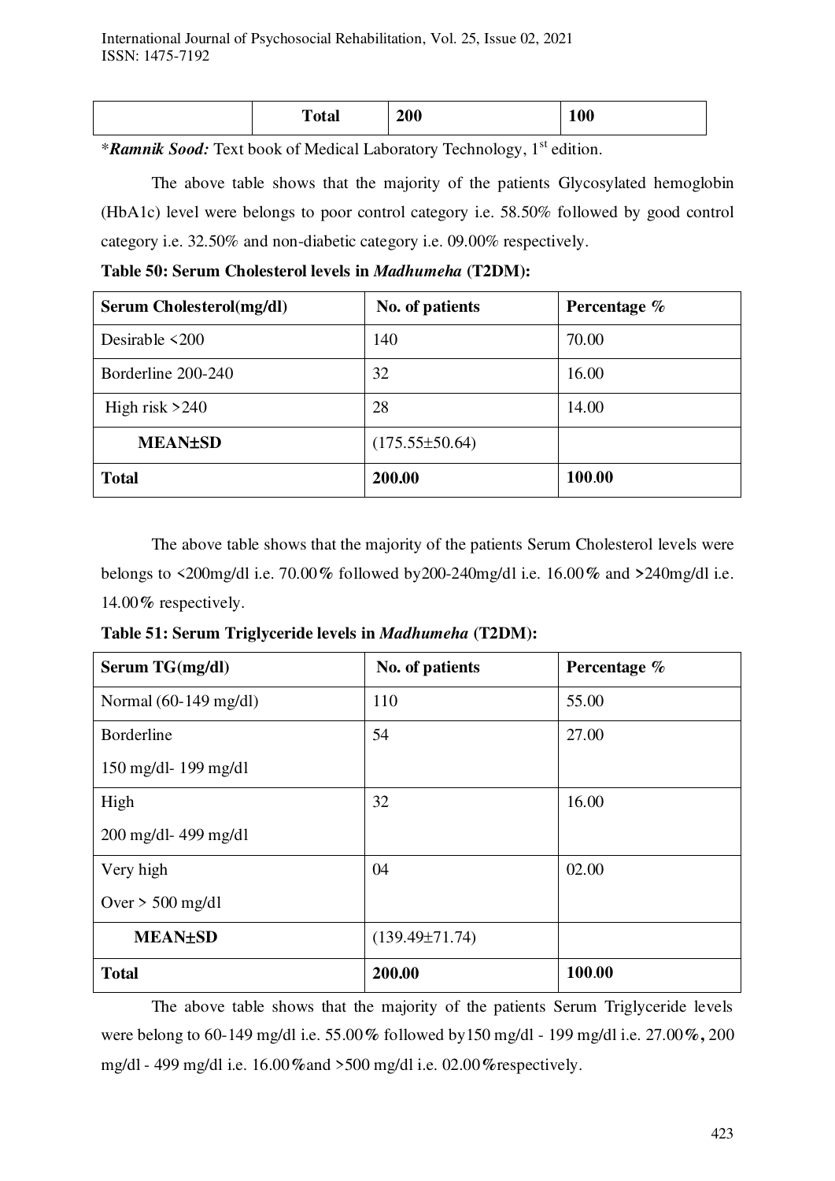|  | **Total** | **200** | **100** |
|---|---|---|---|

*_**Ramnik Sood:**_ Text book of Medical Laboratory Technology, 1st edition.

The above table shows that the majority of the patients Glycosylated hemoglobin (HbA1c) level were belongs to poor control category i.e. 58.50% followed by good control category i.e. 32.50% and non-diabetic category i.e. 09.00% respectively.

**Table 50: Serum Cholesterol levels in *Madhumeha* (T2DM):**

| **Serum Cholesterol(mg/dl)** | **No. of patients** | **Percentage %** |
|---|---|---|
| Desirable <200 | 140 | 70.00 |
| Borderline 200-240 | 32 | 16.00 |
| High risk >240 | 28 | 14.00 |
| **MEAN±SD** | (175.55±50.64) | |
| **Total** | **200.00** | **100.00** |

The above table shows that the majority of the patients Serum Cholesterol levels were belongs to <200mg/dl i.e. 70.00% followed by200-240mg/dl i.e. 16.00% and >240mg/dl i.e. 14.00% respectively.

**Table 51: Serum Triglyceride levels in *Madhumeha* (T2DM):**

| **Serum TG(mg/dl)** | **No. of patients** | **Percentage %** |
|---|---|---|
| Normal (60-149 mg/dl) | 110 | 55.00 |
| Borderline 150 mg/dl- 199 mg/dl | 54 | 27.00 |
| High 200 mg/dl- 499 mg/dl | 32 | 16.00 |
| Very high Over > 500 mg/dl | 04 | 02.00 |
| **MEAN±SD** | (139.49±71.74) | |
| **Total** | **200.00** | **100.00** |

The above table shows that the majority of the patients Serum Triglyceride levels were belong to 60-149 mg/dl i.e. 55.00% followed by150 mg/dl - 199 mg/dl i.e. 27.00%, 200 mg/dl - 499 mg/dl i.e. 16.00%and >500 mg/dl i.e. 02.00%respectively.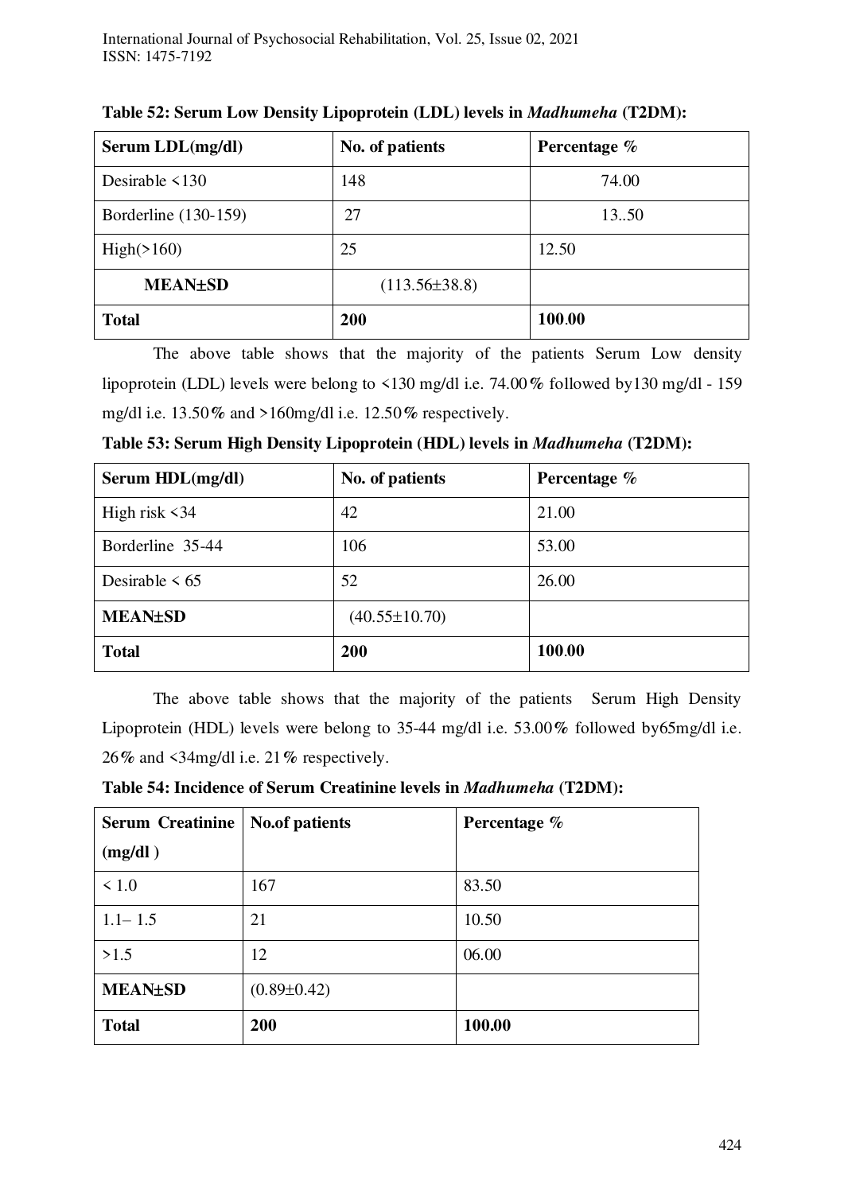**Table 52: Serum Low Density Lipoprotein (LDL) levels in *Madhumeha* (T2DM):**

| Serum LDL(mg/dl) | No. of patients | Percentage % |
|---|---|---|
| Desirable <130 | 148 | 74.00 |
| Borderline (130-159) | 27 | 13..50 |
| High(>160) | 25 | 12.50 |
| **MEAN±SD** | (113.56±38.8) | |
| **Total** | **200** | **100.00** |

The above table shows that the majority of the patients Serum Low density lipoprotein (LDL) levels were belong to <130 mg/dl i.e. 74.00% followed by130 mg/dl - 159 mg/dl i.e. 13.50% and >160mg/dl i.e. 12.50% respectively.

**Table 53: Serum High Density Lipoprotein (HDL) levels in *Madhumeha* (T2DM):**

| Serum HDL(mg/dl) | No. of patients | Percentage % |
|---|---|---|
| High risk <34 | 42 | 21.00 |
| Borderline 35-44 | 106 | 53.00 |
| Desirable < 65 | 52 | 26.00 |
| **MEAN±SD** | (40.55±10.70) | |
| **Total** | **200** | **100.00** |

The above table shows that the majority of the patients Serum High Density Lipoprotein (HDL) levels were belong to 35-44 mg/dl i.e. 53.00% followed by65mg/dl i.e. 26% and <34mg/dl i.e. 21% respectively.

**Table 54: Incidence of Serum Creatinine levels in *Madhumeha* (T2DM):**

| Serum Creatinine (mg/dl ) | No.of patients | Percentage % |
|---|---|---|
| < 1.0 | 167 | 83.50 |
| 1.1– 1.5 | 21 | 10.50 |
| >1.5 | 12 | 06.00 |
| **MEAN±SD** | (0.89±0.42) | |
| **Total** | **200** | **100.00** |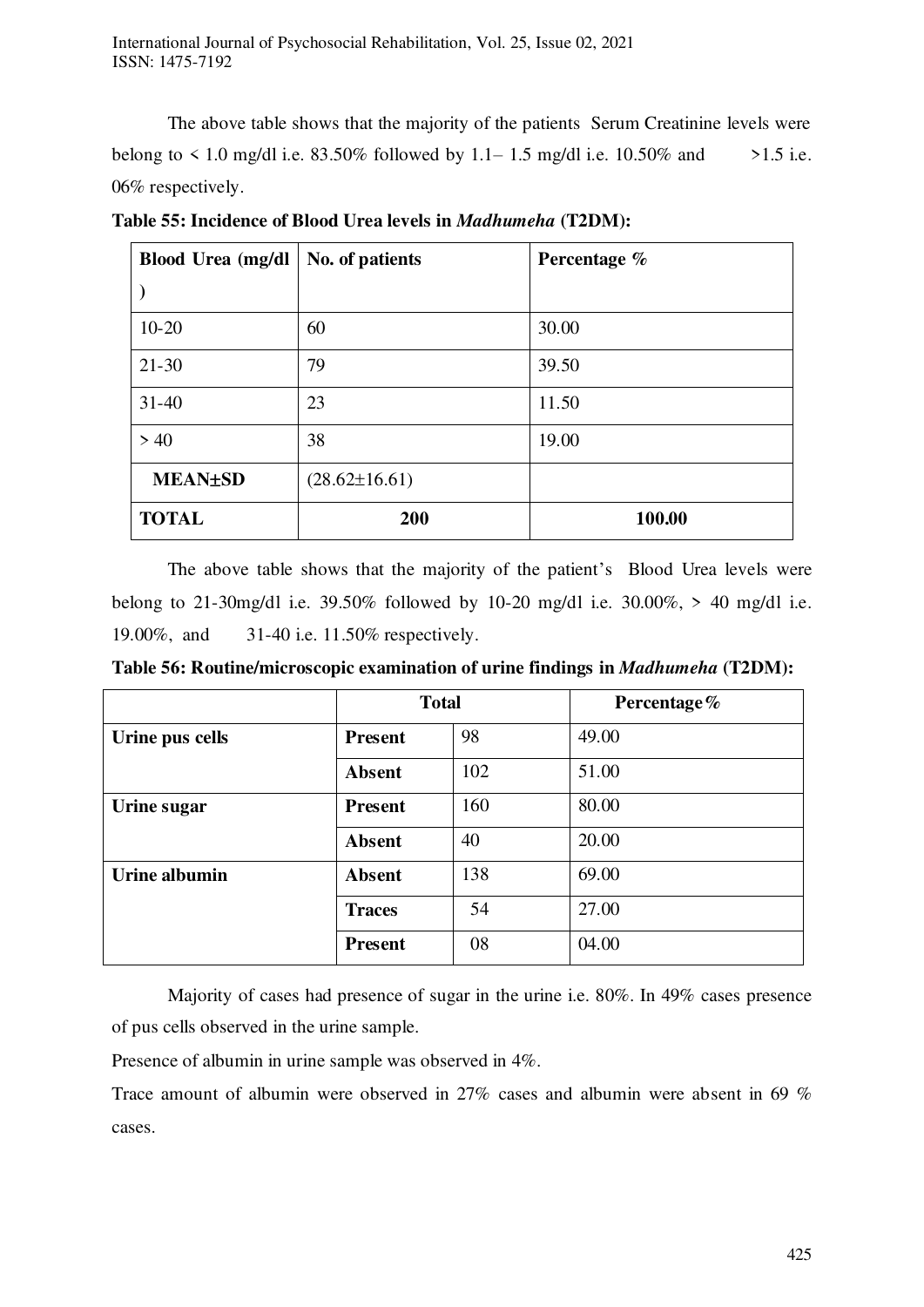The above table shows that the majority of the patients Serum Creatinine levels were belong to < 1.0 mg/dl i.e. 83.50% followed by 1.1– 1.5 mg/dl i.e. 10.50% and >1.5 i.e. 06% respectively.

**Table 55: Incidence of Blood Urea levels in *Madhumeha* (T2DM):**

| Blood Urea (mg/dl ) | No. of patients | Percentage % |
|---|---|---|
| 10-20 | 60 | 30.00 |
| 21-30 | 79 | 39.50 |
| 31-40 | 23 | 11.50 |
| > 40 | 38 | 19.00 |
| **MEAN±SD** | (28.62±16.61) | |
| **TOTAL** | **200** | **100.00** |

The above table shows that the majority of the patient's Blood Urea levels were belong to 21-30mg/dl i.e. 39.50% followed by 10-20 mg/dl i.e. 30.00%, > 40 mg/dl i.e. 19.00%, and 31-40 i.e. 11.50% respectively.

**Table 56: Routine/microscopic examination of urine findings in *Madhumeha* (T2DM):**

| | **Total** | | **Percentage%** |
|---|---|---|---|
| **Urine pus cells** | **Present** | 98 | 49.00 |
| | **Absent** | 102 | 51.00 |
| **Urine sugar** | **Present** | 160 | 80.00 |
| | **Absent** | 40 | 20.00 |
| **Urine albumin** | **Absent** | 138 | 69.00 |
| | **Traces** | 54 | 27.00 |
| | **Present** | 08 | 04.00 |

Majority of cases had presence of sugar in the urine i.e. 80%. In 49% cases presence of pus cells observed in the urine sample.

Presence of albumin in urine sample was observed in 4%.

Trace amount of albumin were observed in 27% cases and albumin were absent in 69 % cases.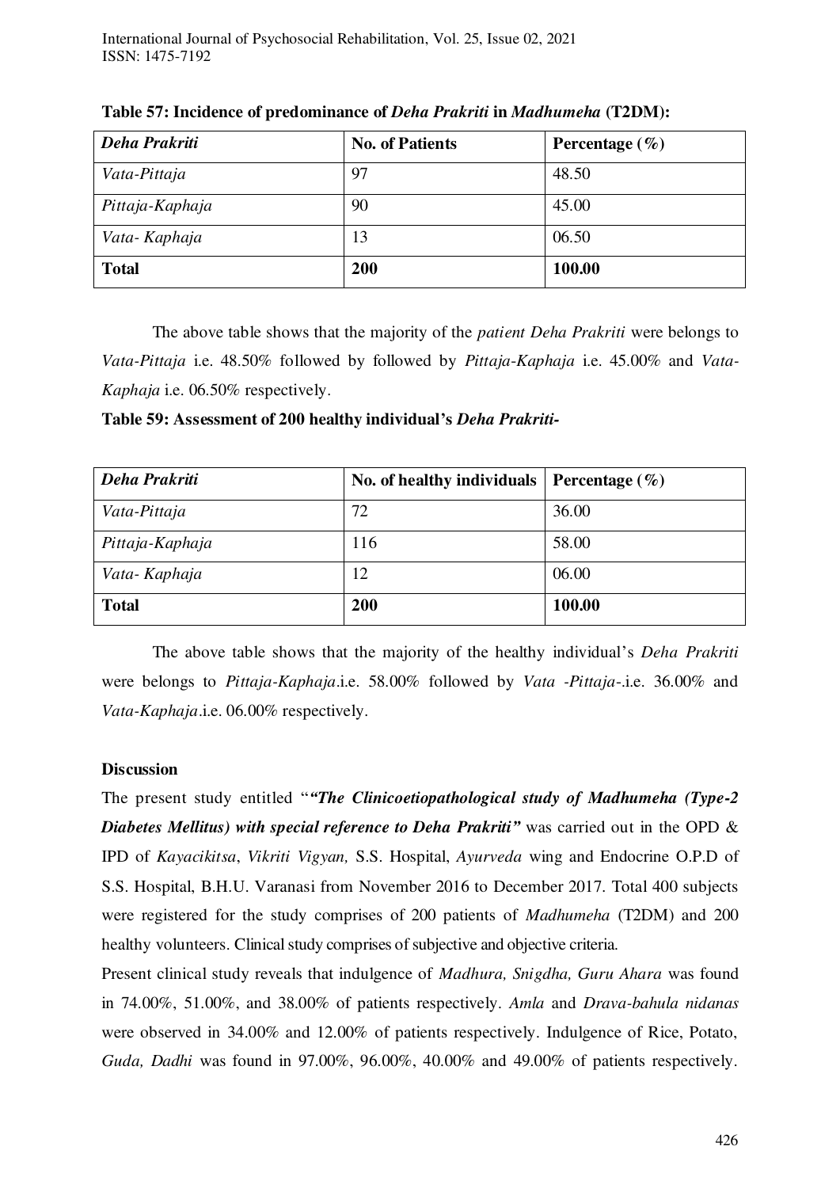**Table 57: Incidence of predominance of *Deha Prakriti* in *Madhumeha* (T2DM):**

| *Deha Prakriti* | No. of Patients | Percentage (%) |
|---|---|---|
| *Vata-Pittaja* | 97 | 48.50 |
| *Pittaja-Kaphaja* | 90 | 45.00 |
| *Vata- Kaphaja* | 13 | 06.50 |
| **Total** | **200** | **100.00** |

The above table shows that the majority of the *patient Deha Prakriti* were belongs to *Vata-Pittaja* i.e. 48.50% followed by followed by *Pittaja-Kaphaja* i.e. 45.00% and *Vata-Kaphaja* i.e. 06.50% respectively.

**Table 59: Assessment of 200 healthy individual's *Deha Prakriti*-**

| *Deha Prakriti* | No. of healthy individuals | Percentage (%) |
|---|---|---|
| *Vata-Pittaja* | 72 | 36.00 |
| *Pittaja-Kaphaja* | 116 | 58.00 |
| *Vata- Kaphaja* | 12 | 06.00 |
| **Total** | **200** | **100.00** |

The above table shows that the majority of the healthy individual's *Deha Prakriti* were belongs to *Pittaja-Kaphaja*.i.e. 58.00% followed by *Vata -Pittaja*-.i.e. 36.00% and *Vata-Kaphaja*.i.e. 06.00% respectively.

**Discussion**

The present study entitled "***"The Clinicoetiopathological study of Madhumeha (Type-2 Diabetes Mellitus) with special reference to Deha Prakriti"*** was carried out in the OPD & IPD of *Kayacikitsa*, *Vikriti Vigyan,* S.S. Hospital, *Ayurveda* wing and Endocrine O.P.D of S.S. Hospital, B.H.U. Varanasi from November 2016 to December 2017. Total 400 subjects were registered for the study comprises of 200 patients of *Madhumeha* (T2DM) and 200 healthy volunteers. Clinical study comprises of subjective and objective criteria.

Present clinical study reveals that indulgence of *Madhura, Snigdha, Guru Ahara* was found in 74.00%, 51.00%, and 38.00% of patients respectively. *Amla* and *Drava-bahula nidanas* were observed in 34.00% and 12.00% of patients respectively. Indulgence of Rice, Potato, *Guda, Dadhi* was found in 97.00%, 96.00%, 40.00% and 49.00% of patients respectively.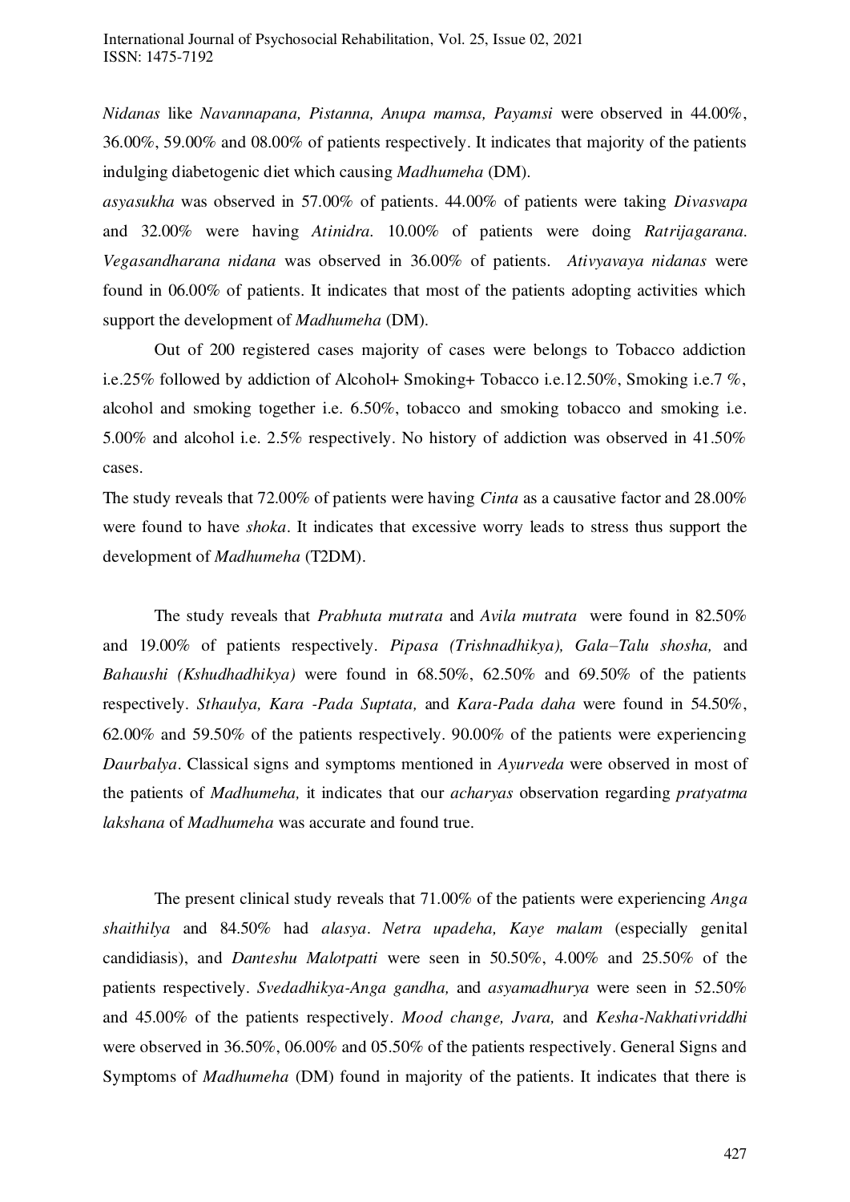*Nidanas* like *Navannapana, Pistanna, Anupa mamsa, Payamsi* were observed in 44.00%, 36.00%, 59.00% and 08.00% of patients respectively. It indicates that majority of the patients indulging diabetogenic diet which causing *Madhumeha* (DM).

*asyasukha* was observed in 57.00% of patients. 44.00% of patients were taking *Divasvapa* and 32.00% were having *Atinidra.* 10.00% of patients were doing *Ratrijagarana. Vegasandharana nidana* was observed in 36.00% of patients. *Ativyavaya nidanas* were found in 06.00% of patients. It indicates that most of the patients adopting activities which support the development of *Madhumeha* (DM).

Out of 200 registered cases majority of cases were belongs to Tobacco addiction i.e.25% followed by addiction of Alcohol+ Smoking+ Tobacco i.e.12.50%, Smoking i.e.7 %, alcohol and smoking together i.e. 6.50%, tobacco and smoking tobacco and smoking i.e. 5.00% and alcohol i.e. 2.5% respectively. No history of addiction was observed in 41.50% cases.

The study reveals that 72.00% of patients were having *Cinta* as a causative factor and 28.00% were found to have *shoka*. It indicates that excessive worry leads to stress thus support the development of *Madhumeha* (T2DM).

The study reveals that *Prabhuta mutrata* and *Avila mutrata* were found in 82.50% and 19.00% of patients respectively. *Pipasa (Trishnadhikya), Gala–Talu shosha,* and *Bahaushi (Kshudhadhikya)* were found in 68.50%, 62.50% and 69.50% of the patients respectively. *Sthaulya, Kara -Pada Suptata,* and *Kara-Pada daha* were found in 54.50%, 62.00% and 59.50% of the patients respectively. 90.00% of the patients were experiencing *Daurbalya*. Classical signs and symptoms mentioned in *Ayurveda* were observed in most of the patients of *Madhumeha,* it indicates that our *acharyas* observation regarding *pratyatma lakshana* of *Madhumeha* was accurate and found true.

The present clinical study reveals that 71.00% of the patients were experiencing *Anga shaithilya* and 84.50% had *alasya*. *Netra upadeha, Kaye malam* (especially genital candidiasis), and *Danteshu Malotpatti* were seen in 50.50%, 4.00% and 25.50% of the patients respectively. *Svedadhikya-Anga gandha,* and *asyamadhurya* were seen in 52.50% and 45.00% of the patients respectively. *Mood change, Jvara,* and *Kesha-Nakhativriddhi* were observed in 36.50%, 06.00% and 05.50% of the patients respectively. General Signs and Symptoms of *Madhumeha* (DM) found in majority of the patients. It indicates that there is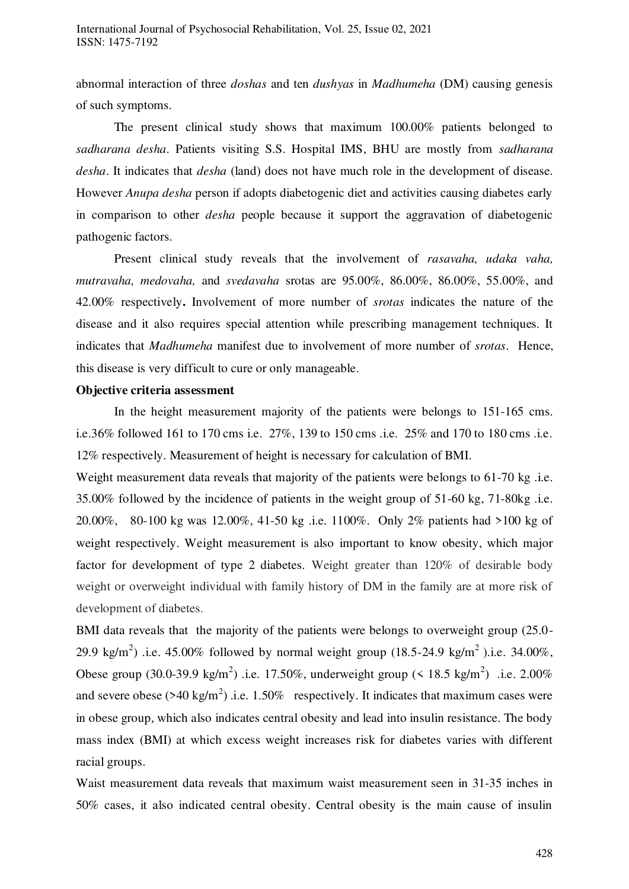abnormal interaction of three *doshas* and ten *dushyas* in *Madhumeha* (DM) causing genesis of such symptoms.

The present clinical study shows that maximum 100.00% patients belonged to *sadharana desha*. Patients visiting S.S. Hospital IMS, BHU are mostly from *sadharana desha*. It indicates that *desha* (land) does not have much role in the development of disease. However *Anupa desha* person if adopts diabetogenic diet and activities causing diabetes early in comparison to other *desha* people because it support the aggravation of diabetogenic pathogenic factors.

Present clinical study reveals that the involvement of *rasavaha, udaka vaha, mutravaha, medovaha,* and *svedavaha* srotas are 95.00%, 86.00%, 86.00%, 55.00%, and 42.00% respectively**.** Involvement of more number of *srotas* indicates the nature of the disease and it also requires special attention while prescribing management techniques. It indicates that *Madhumeha* manifest due to involvement of more number of *srotas*. Hence, this disease is very difficult to cure or only manageable.

**Objective criteria assessment**

In the height measurement majority of the patients were belongs to 151-165 cms. i.e.36% followed 161 to 170 cms i.e. 27%, 139 to 150 cms .i.e. 25% and 170 to 180 cms .i.e. 12% respectively. Measurement of height is necessary for calculation of BMI.

Weight measurement data reveals that majority of the patients were belongs to 61-70 kg .i.e. 35.00% followed by the incidence of patients in the weight group of 51-60 kg, 71-80kg .i.e. 20.00%, 80-100 kg was 12.00%, 41-50 kg .i.e. 1100%. Only 2% patients had >100 kg of weight respectively. Weight measurement is also important to know obesity, which major factor for development of type 2 diabetes. Weight greater than 120% of desirable body weight or overweight individual with family history of DM in the family are at more risk of development of diabetes.

BMI data reveals that the majority of the patients were belongs to overweight group (25.0-29.9 kg/m$^2$) .i.e. 45.00% followed by normal weight group (18.5-24.9 kg/m$^2$ ).i.e. 34.00%, Obese group (30.0-39.9 kg/m$^2$) .i.e. 17.50%, underweight group (< 18.5 kg/m$^2$) .i.e. 2.00% and severe obese (>40 kg/m$^2$) .i.e. 1.50% respectively. It indicates that maximum cases were in obese group, which also indicates central obesity and lead into insulin resistance. The body mass index (BMI) at which excess weight increases risk for diabetes varies with different racial groups.

Waist measurement data reveals that maximum waist measurement seen in 31-35 inches in 50% cases, it also indicated central obesity. Central obesity is the main cause of insulin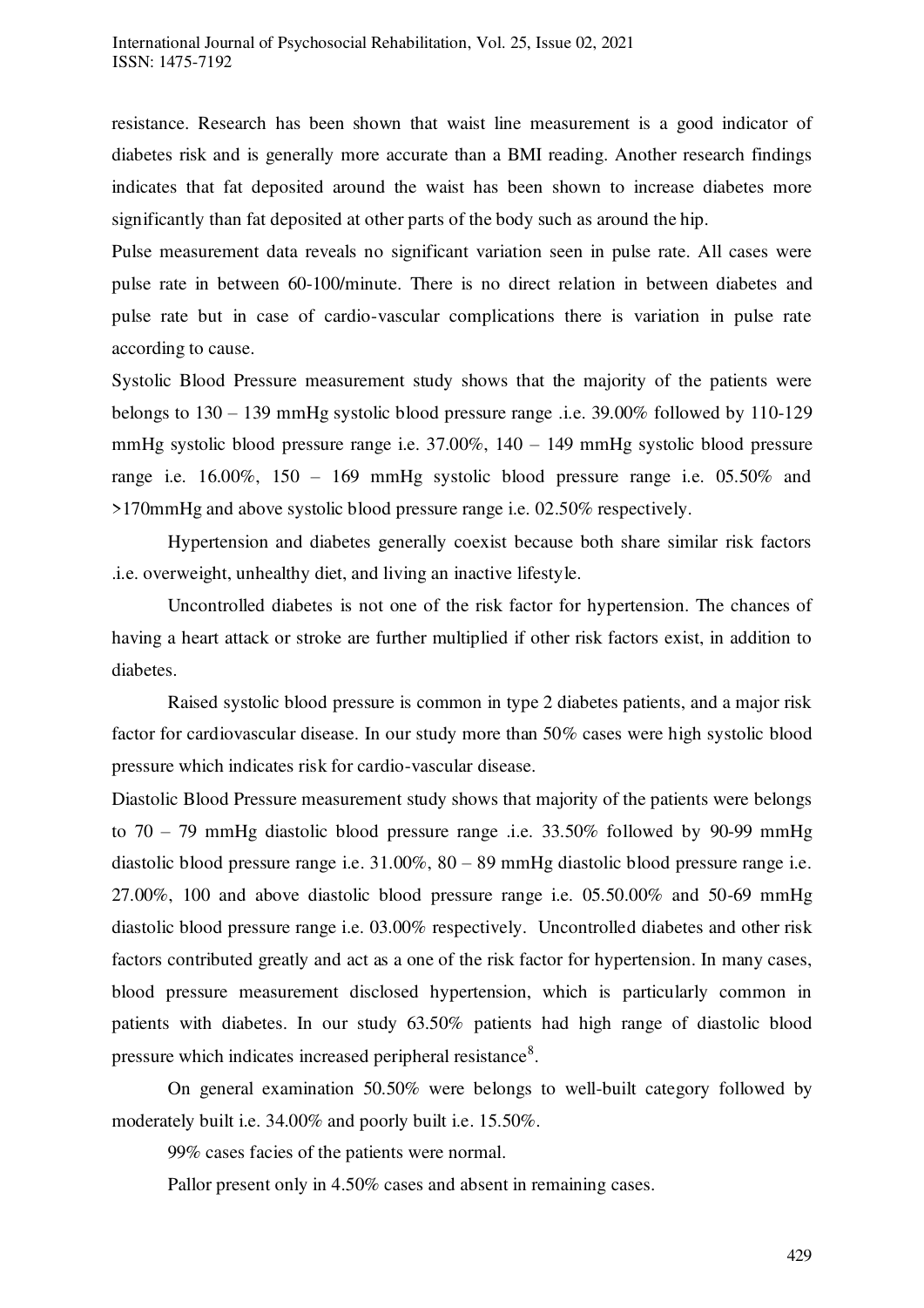resistance. Research has been shown that waist line measurement is a good indicator of diabetes risk and is generally more accurate than a BMI reading. Another research findings indicates that fat deposited around the waist has been shown to increase diabetes more significantly than fat deposited at other parts of the body such as around the hip.

Pulse measurement data reveals no significant variation seen in pulse rate. All cases were pulse rate in between 60-100/minute. There is no direct relation in between diabetes and pulse rate but in case of cardio-vascular complications there is variation in pulse rate according to cause.

Systolic Blood Pressure measurement study shows that the majority of the patients were belongs to 130 – 139 mmHg systolic blood pressure range .i.e. 39.00% followed by 110-129 mmHg systolic blood pressure range i.e. 37.00%, 140 – 149 mmHg systolic blood pressure range i.e. 16.00%, 150 – 169 mmHg systolic blood pressure range i.e. 05.50% and >170mmHg and above systolic blood pressure range i.e. 02.50% respectively.

Hypertension and diabetes generally coexist because both share similar risk factors .i.e. overweight, unhealthy diet, and living an inactive lifestyle.

Uncontrolled diabetes is not one of the risk factor for hypertension. The chances of having a heart attack or stroke are further multiplied if other risk factors exist, in addition to diabetes.

Raised systolic blood pressure is common in type 2 diabetes patients, and a major risk factor for cardiovascular disease. In our study more than 50% cases were high systolic blood pressure which indicates risk for cardio-vascular disease.

Diastolic Blood Pressure measurement study shows that majority of the patients were belongs to 70 – 79 mmHg diastolic blood pressure range .i.e. 33.50% followed by 90-99 mmHg diastolic blood pressure range i.e. 31.00%, 80 – 89 mmHg diastolic blood pressure range i.e. 27.00%, 100 and above diastolic blood pressure range i.e. 05.50.00% and 50-69 mmHg diastolic blood pressure range i.e. 03.00% respectively. Uncontrolled diabetes and other risk factors contributed greatly and act as a one of the risk factor for hypertension. In many cases, blood pressure measurement disclosed hypertension, which is particularly common in patients with diabetes. In our study 63.50% patients had high range of diastolic blood pressure which indicates increased peripheral resistance[8].

On general examination 50.50% were belongs to well-built category followed by moderately built i.e. 34.00% and poorly built i.e. 15.50%.

99% cases facies of the patients were normal.

Pallor present only in 4.50% cases and absent in remaining cases.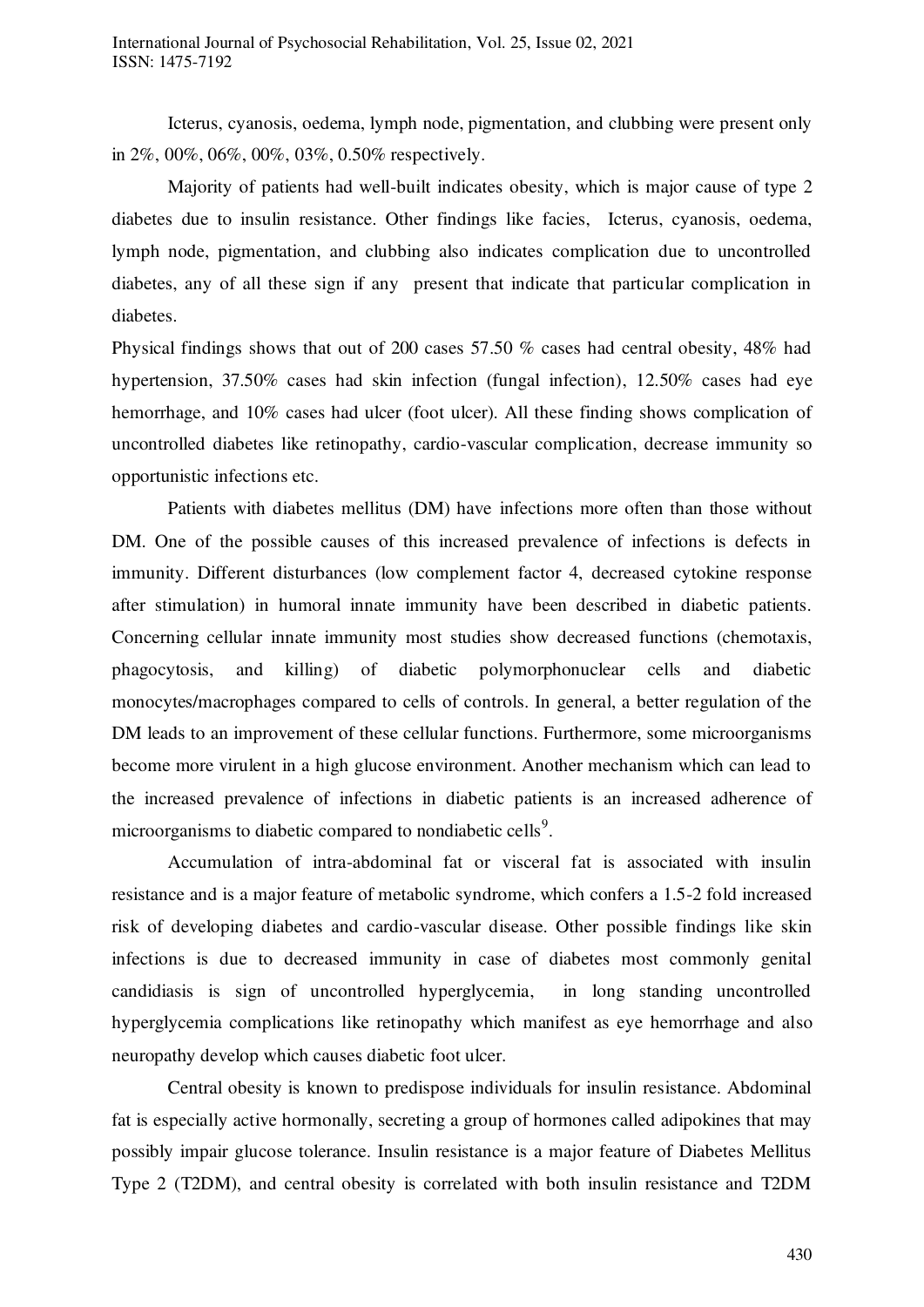Icterus, cyanosis, oedema, lymph node, pigmentation, and clubbing were present only in 2%, 00%, 06%, 00%, 03%, 0.50% respectively.

Majority of patients had well-built indicates obesity, which is major cause of type 2 diabetes due to insulin resistance. Other findings like facies, Icterus, cyanosis, oedema, lymph node, pigmentation, and clubbing also indicates complication due to uncontrolled diabetes, any of all these sign if any present that indicate that particular complication in diabetes.

Physical findings shows that out of 200 cases 57.50 % cases had central obesity, 48% had hypertension, 37.50% cases had skin infection (fungal infection), 12.50% cases had eye hemorrhage, and 10% cases had ulcer (foot ulcer). All these finding shows complication of uncontrolled diabetes like retinopathy, cardio-vascular complication, decrease immunity so opportunistic infections etc.

Patients with diabetes mellitus (DM) have infections more often than those without DM. One of the possible causes of this increased prevalence of infections is defects in immunity. Different disturbances (low complement factor 4, decreased cytokine response after stimulation) in humoral innate immunity have been described in diabetic patients. Concerning cellular innate immunity most studies show decreased functions (chemotaxis, phagocytosis, and killing) of diabetic polymorphonuclear cells and diabetic monocytes/macrophages compared to cells of controls. In general, a better regulation of the DM leads to an improvement of these cellular functions. Furthermore, some microorganisms become more virulent in a high glucose environment. Another mechanism which can lead to the increased prevalence of infections in diabetic patients is an increased adherence of microorganisms to diabetic compared to nondiabetic cells[9].

Accumulation of intra-abdominal fat or visceral fat is associated with insulin resistance and is a major feature of metabolic syndrome, which confers a 1.5-2 fold increased risk of developing diabetes and cardio-vascular disease. Other possible findings like skin infections is due to decreased immunity in case of diabetes most commonly genital candidiasis is sign of uncontrolled hyperglycemia, in long standing uncontrolled hyperglycemia complications like retinopathy which manifest as eye hemorrhage and also neuropathy develop which causes diabetic foot ulcer.

Central obesity is known to predispose individuals for insulin resistance. Abdominal fat is especially active hormonally, secreting a group of hormones called adipokines that may possibly impair glucose tolerance. Insulin resistance is a major feature of Diabetes Mellitus Type 2 (T2DM), and central obesity is correlated with both insulin resistance and T2DM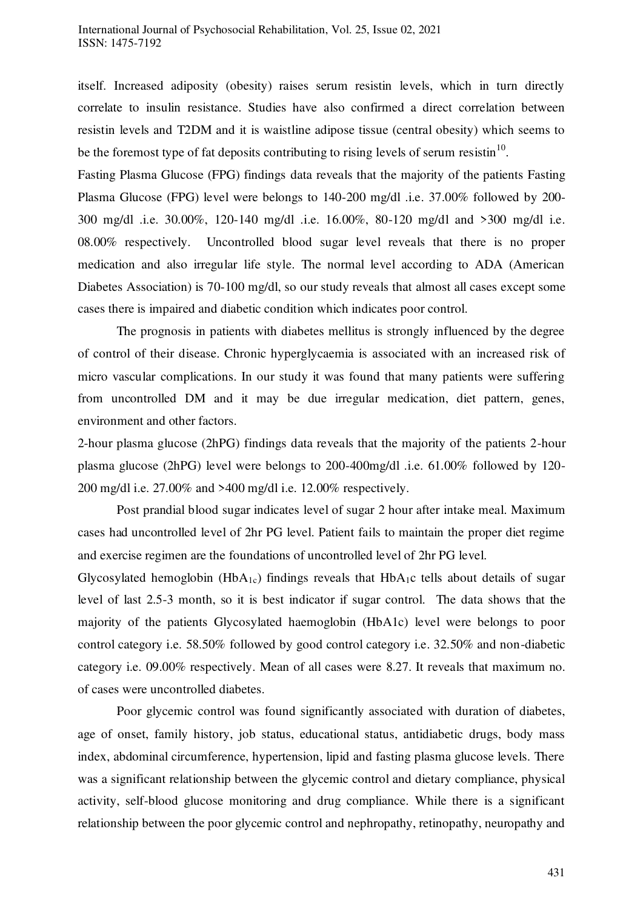itself. Increased adiposity (obesity) raises serum resistin levels, which in turn directly correlate to insulin resistance. Studies have also confirmed a direct correlation between resistin levels and T2DM and it is waistline adipose tissue (central obesity) which seems to be the foremost type of fat deposits contributing to rising levels of serum resistin[10].

Fasting Plasma Glucose (FPG) findings data reveals that the majority of the patients Fasting Plasma Glucose (FPG) level were belongs to 140-200 mg/dl .i.e. 37.00% followed by 200-300 mg/dl .i.e. 30.00%, 120-140 mg/dl .i.e. 16.00%, 80-120 mg/dl and >300 mg/dl i.e. 08.00% respectively. Uncontrolled blood sugar level reveals that there is no proper medication and also irregular life style. The normal level according to ADA (American Diabetes Association) is 70-100 mg/dl, so our study reveals that almost all cases except some cases there is impaired and diabetic condition which indicates poor control.

The prognosis in patients with diabetes mellitus is strongly influenced by the degree of control of their disease. Chronic hyperglycaemia is associated with an increased risk of micro vascular complications. In our study it was found that many patients were suffering from uncontrolled DM and it may be due irregular medication, diet pattern, genes, environment and other factors.

2-hour plasma glucose (2hPG) findings data reveals that the majority of the patients 2-hour plasma glucose (2hPG) level were belongs to 200-400mg/dl .i.e. 61.00% followed by 120-200 mg/dl i.e. 27.00% and >400 mg/dl i.e. 12.00% respectively.

Post prandial blood sugar indicates level of sugar 2 hour after intake meal. Maximum cases had uncontrolled level of 2hr PG level. Patient fails to maintain the proper diet regime and exercise regimen are the foundations of uncontrolled level of 2hr PG level.

Glycosylated hemoglobin ($HbA_{1c}$) findings reveals that $HbA_1c$ tells about details of sugar level of last 2.5-3 month, so it is best indicator if sugar control. The data shows that the majority of the patients Glycosylated haemoglobin (HbA1c) level were belongs to poor control category i.e. 58.50% followed by good control category i.e. 32.50% and non-diabetic category i.e. 09.00% respectively. Mean of all cases were 8.27. It reveals that maximum no. of cases were uncontrolled diabetes.

Poor glycemic control was found significantly associated with duration of diabetes, age of onset, family history, job status, educational status, antidiabetic drugs, body mass index, abdominal circumference, hypertension, lipid and fasting plasma glucose levels. There was a significant relationship between the glycemic control and dietary compliance, physical activity, self-blood glucose monitoring and drug compliance. While there is a significant relationship between the poor glycemic control and nephropathy, retinopathy, neuropathy and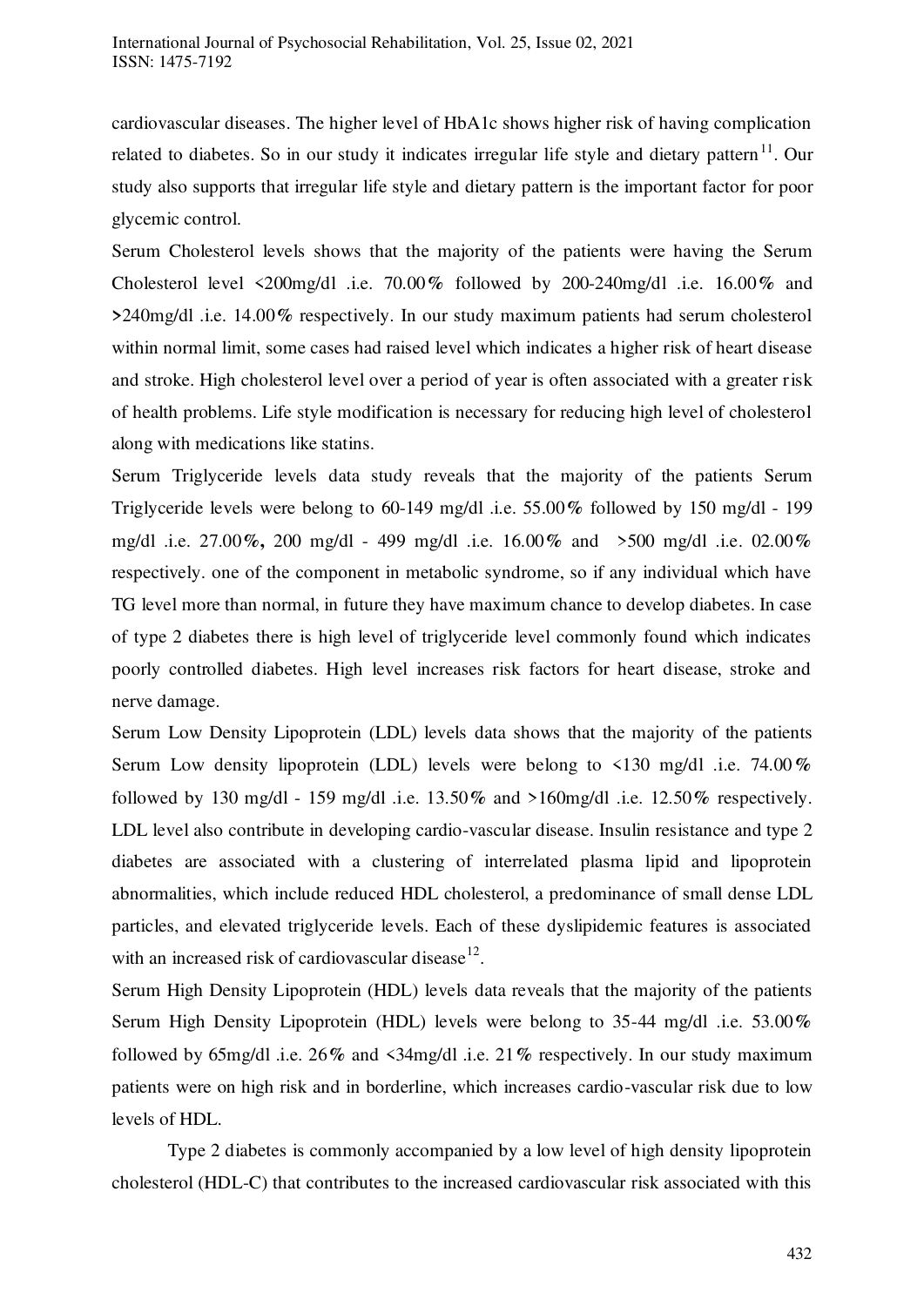cardiovascular diseases. The higher level of HbA1c shows higher risk of having complication related to diabetes. So in our study it indicates irregular life style and dietary pattern[11]. Our study also supports that irregular life style and dietary pattern is the important factor for poor glycemic control.

Serum Cholesterol levels shows that the majority of the patients were having the Serum Cholesterol level <200mg/dl .i.e. 70.00% followed by 200-240mg/dl .i.e. 16.00% and >240mg/dl .i.e. 14.00% respectively. In our study maximum patients had serum cholesterol within normal limit, some cases had raised level which indicates a higher risk of heart disease and stroke. High cholesterol level over a period of year is often associated with a greater risk of health problems. Life style modification is necessary for reducing high level of cholesterol along with medications like statins.

Serum Triglyceride levels data study reveals that the majority of the patients Serum Triglyceride levels were belong to 60-149 mg/dl .i.e. 55.00% followed by 150 mg/dl - 199 mg/dl .i.e. 27.00%, 200 mg/dl - 499 mg/dl .i.e. 16.00% and >500 mg/dl .i.e. 02.00% respectively. one of the component in metabolic syndrome, so if any individual which have TG level more than normal, in future they have maximum chance to develop diabetes. In case of type 2 diabetes there is high level of triglyceride level commonly found which indicates poorly controlled diabetes. High level increases risk factors for heart disease, stroke and nerve damage.

Serum Low Density Lipoprotein (LDL) levels data shows that the majority of the patients Serum Low density lipoprotein (LDL) levels were belong to <130 mg/dl .i.e. 74.00% followed by 130 mg/dl - 159 mg/dl .i.e. 13.50% and >160mg/dl .i.e. 12.50% respectively. LDL level also contribute in developing cardio-vascular disease. Insulin resistance and type 2 diabetes are associated with a clustering of interrelated plasma lipid and lipoprotein abnormalities, which include reduced HDL cholesterol, a predominance of small dense LDL particles, and elevated triglyceride levels. Each of these dyslipidemic features is associated with an increased risk of cardiovascular disease[12].

Serum High Density Lipoprotein (HDL) levels data reveals that the majority of the patients Serum High Density Lipoprotein (HDL) levels were belong to 35-44 mg/dl .i.e. 53.00% followed by 65mg/dl .i.e. 26% and <34mg/dl .i.e. 21% respectively. In our study maximum patients were on high risk and in borderline, which increases cardio-vascular risk due to low levels of HDL.

Type 2 diabetes is commonly accompanied by a low level of high density lipoprotein cholesterol (HDL-C) that contributes to the increased cardiovascular risk associated with this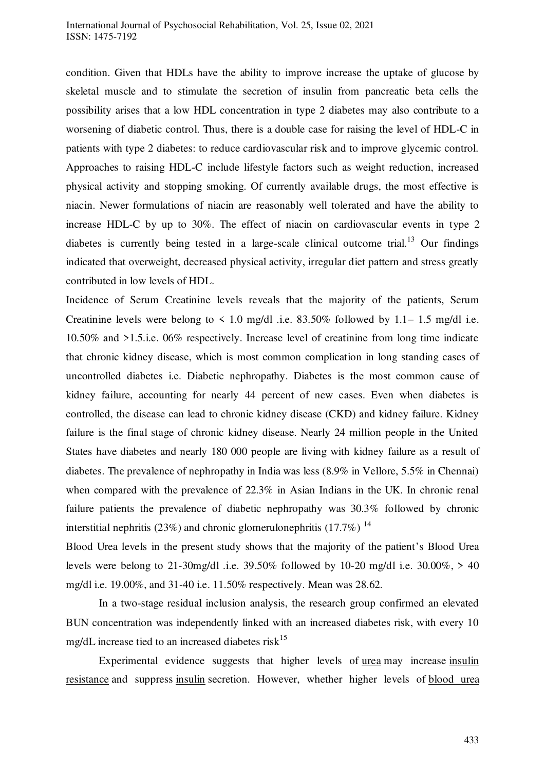condition. Given that HDLs have the ability to improve increase the uptake of glucose by skeletal muscle and to stimulate the secretion of insulin from pancreatic beta cells the possibility arises that a low HDL concentration in type 2 diabetes may also contribute to a worsening of diabetic control. Thus, there is a double case for raising the level of HDL-C in patients with type 2 diabetes: to reduce cardiovascular risk and to improve glycemic control. Approaches to raising HDL-C include lifestyle factors such as weight reduction, increased physical activity and stopping smoking. Of currently available drugs, the most effective is niacin. Newer formulations of niacin are reasonably well tolerated and have the ability to increase HDL-C by up to 30%. The effect of niacin on cardiovascular events in type 2 diabetes is currently being tested in a large-scale clinical outcome trial.[13] Our findings indicated that overweight, decreased physical activity, irregular diet pattern and stress greatly contributed in low levels of HDL.

Incidence of Serum Creatinine levels reveals that the majority of the patients, Serum Creatinine levels were belong to < 1.0 mg/dl .i.e. 83.50% followed by 1.1– 1.5 mg/dl i.e. 10.50% and >1.5.i.e. 06% respectively. Increase level of creatinine from long time indicate that chronic kidney disease, which is most common complication in long standing cases of uncontrolled diabetes i.e. Diabetic nephropathy. Diabetes is the most common cause of kidney failure, accounting for nearly 44 percent of new cases. Even when diabetes is controlled, the disease can lead to chronic kidney disease (CKD) and kidney failure. Kidney failure is the final stage of chronic kidney disease. Nearly 24 million people in the United States have diabetes and nearly 180 000 people are living with kidney failure as a result of diabetes. The prevalence of nephropathy in India was less (8.9% in Vellore, 5.5% in Chennai) when compared with the prevalence of 22.3% in Asian Indians in the UK. In chronic renal failure patients the prevalence of diabetic nephropathy was 30.3% followed by chronic interstitial nephritis (23%) and chronic glomerulonephritis (17.7%) [14]

Blood Urea levels in the present study shows that the majority of the patient's Blood Urea levels were belong to 21-30mg/dl .i.e. 39.50% followed by 10-20 mg/dl i.e. 30.00%, > 40 mg/dl i.e. 19.00%, and 31-40 i.e. 11.50% respectively. Mean was 28.62.

In a two-stage residual inclusion analysis, the research group confirmed an elevated BUN concentration was independently linked with an increased diabetes risk, with every 10 mg/dL increase tied to an increased diabetes risk[15]

Experimental evidence suggests that higher levels of urea may increase insulin resistance and suppress insulin secretion. However, whether higher levels of blood urea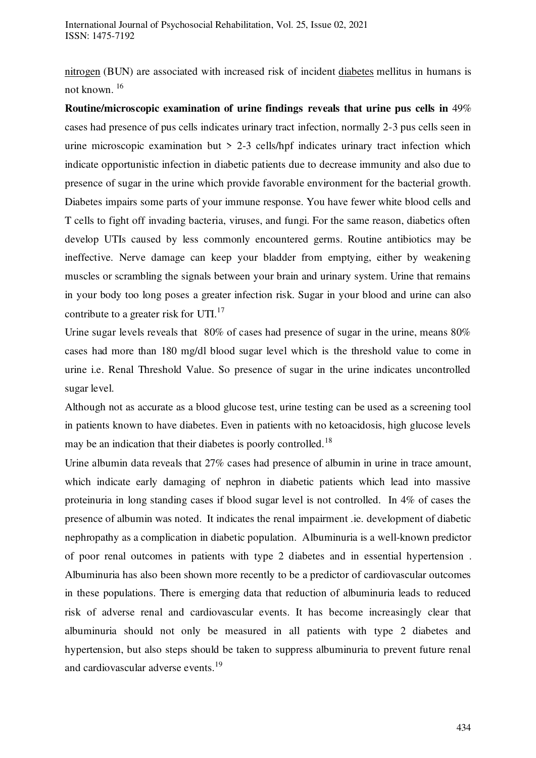nitrogen (BUN) are associated with increased risk of incident diabetes mellitus in humans is not known. [16]

**Routine/microscopic examination of urine findings reveals that urine pus cells in** 49% cases had presence of pus cells indicates urinary tract infection, normally 2-3 pus cells seen in urine microscopic examination but > 2-3 cells/hpf indicates urinary tract infection which indicate opportunistic infection in diabetic patients due to decrease immunity and also due to presence of sugar in the urine which provide favorable environment for the bacterial growth. Diabetes impairs some parts of your immune response. You have fewer white blood cells and T cells to fight off invading bacteria, viruses, and fungi. For the same reason, diabetics often develop UTIs caused by less commonly encountered germs. Routine antibiotics may be ineffective. Nerve damage can keep your bladder from emptying, either by weakening muscles or scrambling the signals between your brain and urinary system. Urine that remains in your body too long poses a greater infection risk. Sugar in your blood and urine can also contribute to a greater risk for UTI.[17]

Urine sugar levels reveals that 80% of cases had presence of sugar in the urine, means 80% cases had more than 180 mg/dl blood sugar level which is the threshold value to come in urine i.e. Renal Threshold Value. So presence of sugar in the urine indicates uncontrolled sugar level.

Although not as accurate as a blood glucose test, urine testing can be used as a screening tool in patients known to have diabetes. Even in patients with no ketoacidosis, high glucose levels may be an indication that their diabetes is poorly controlled.[18]

Urine albumin data reveals that 27% cases had presence of albumin in urine in trace amount, which indicate early damaging of nephron in diabetic patients which lead into massive proteinuria in long standing cases if blood sugar level is not controlled. In 4% of cases the presence of albumin was noted. It indicates the renal impairment .ie. development of diabetic nephropathy as a complication in diabetic population. Albuminuria is a well-known predictor of poor renal outcomes in patients with type 2 diabetes and in essential hypertension . Albuminuria has also been shown more recently to be a predictor of cardiovascular outcomes in these populations. There is emerging data that reduction of albuminuria leads to reduced risk of adverse renal and cardiovascular events. It has become increasingly clear that albuminuria should not only be measured in all patients with type 2 diabetes and hypertension, but also steps should be taken to suppress albuminuria to prevent future renal and cardiovascular adverse events.[19]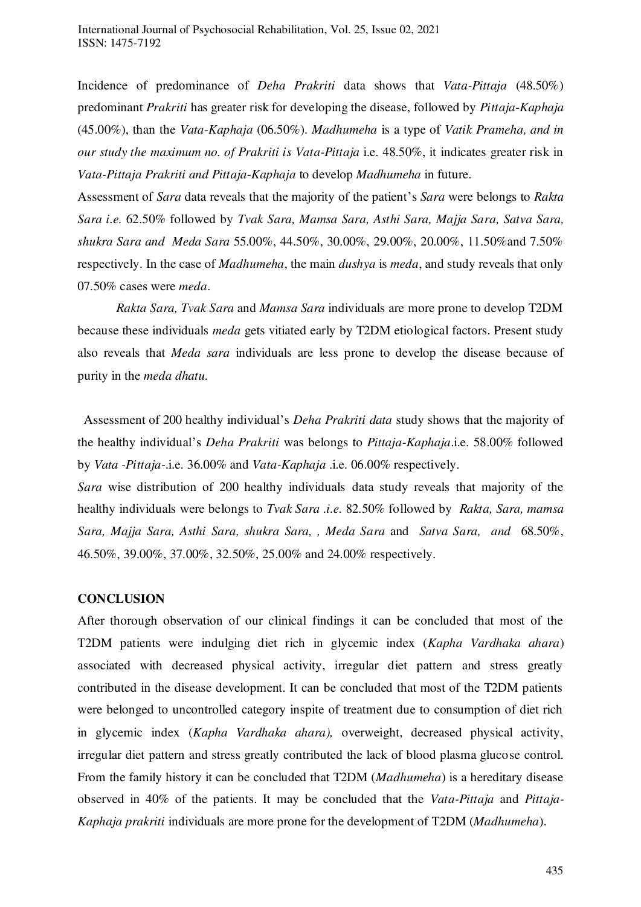Incidence of predominance of *Deha Prakriti* data shows that *Vata-Pittaja* (48.50%) predominant *Prakriti* has greater risk for developing the disease, followed by *Pittaja-Kaphaja* (45.00%), than the *Vata-Kaphaja* (06.50%). *Madhumeha* is a type of *Vatik Prameha, and in our study the maximum no. of Prakriti is Vata-Pittaja* i.e. 48.50%, it indicates greater risk in *Vata-Pittaja Prakriti and Pittaja-Kaphaja* to develop *Madhumeha* in future.

Assessment of *Sara* data reveals that the majority of the patient's *Sara* were belongs to *Rakta Sara i.e.* 62.50% followed by *Tvak Sara, Mamsa Sara, Asthi Sara, Majja Sara, Satva Sara, shukra Sara and Meda Sara* 55.00%, 44.50%, 30.00%, 29.00%, 20.00%, 11.50%and 7.50% respectively. In the case of *Madhumeha*, the main *dushya* is *meda*, and study reveals that only 07.50% cases were *meda*.

*Rakta Sara, Tvak Sara* and *Mamsa Sara* individuals are more prone to develop T2DM because these individuals *meda* gets vitiated early by T2DM etiological factors. Present study also reveals that *Meda sara* individuals are less prone to develop the disease because of purity in the *meda dhatu.*

Assessment of 200 healthy individual's *Deha Prakriti data* study shows that the majority of the healthy individual's *Deha Prakriti* was belongs to *Pittaja-Kaphaja*.i.e. 58.00% followed by *Vata -Pittaja*-.i.e. 36.00% and *Vata-Kaphaja* .i.e. 06.00% respectively.

*Sara* wise distribution of 200 healthy individuals data study reveals that majority of the healthy individuals were belongs to *Tvak Sara .i.e.* 82.50% followed by *Rakta, Sara, mamsa Sara, Majja Sara, Asthi Sara, shukra Sara, , Meda Sara* and *Satva Sara, and* 68.50%, 46.50%, 39.00%, 37.00%, 32.50%, 25.00% and 24.00% respectively.

## CONCLUSION

After thorough observation of our clinical findings it can be concluded that most of the T2DM patients were indulging diet rich in glycemic index (*Kapha Vardhaka ahara*) associated with decreased physical activity, irregular diet pattern and stress greatly contributed in the disease development. It can be concluded that most of the T2DM patients were belonged to uncontrolled category inspite of treatment due to consumption of diet rich in glycemic index (*Kapha Vardhaka ahara),* overweight, decreased physical activity, irregular diet pattern and stress greatly contributed the lack of blood plasma glucose control. From the family history it can be concluded that T2DM (*Madhumeha*) is a hereditary disease observed in 40% of the patients. It may be concluded that the *Vata-Pittaja* and *Pittaja-Kaphaja prakriti* individuals are more prone for the development of T2DM (*Madhumeha*).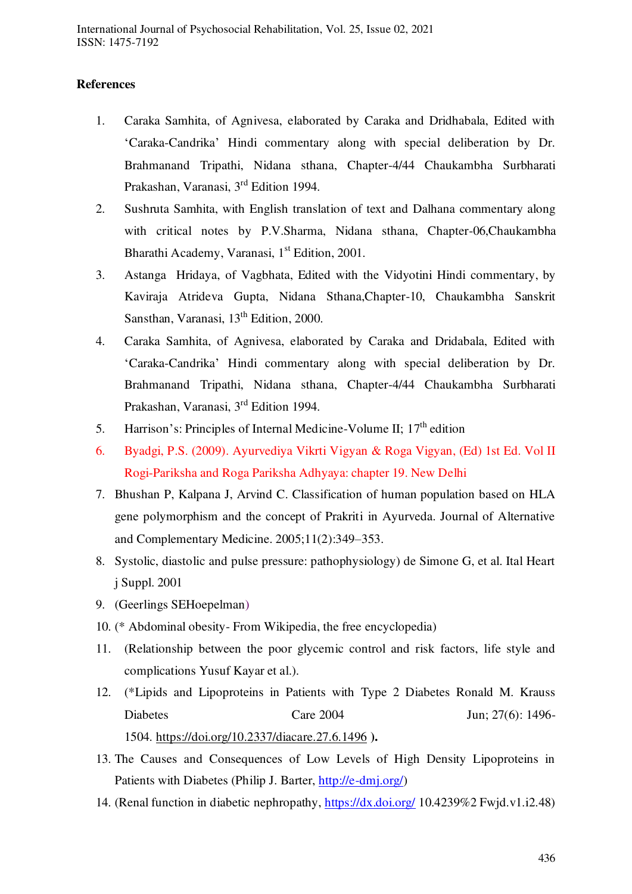**References**

1. Caraka Samhita, of Agnivesa, elaborated by Caraka and Dridhabala, Edited with 'Caraka-Candrika' Hindi commentary along with special deliberation by Dr. Brahmanand Tripathi, Nidana sthana, Chapter-4/44 Chaukambha Surbharati Prakashan, Varanasi, 3rd Edition 1994.
2. Sushruta Samhita, with English translation of text and Dalhana commentary along with critical notes by P.V.Sharma, Nidana sthana, Chapter-06,Chaukambha Bharathi Academy, Varanasi, 1st Edition, 2001.
3. Astanga Hridaya, of Vagbhata, Edited with the Vidyotini Hindi commentary, by Kaviraja Atrideva Gupta, Nidana Sthana,Chapter-10, Chaukambha Sanskrit Sansthan, Varanasi, 13th Edition, 2000.
4. Caraka Samhita, of Agnivesa, elaborated by Caraka and Dridabala, Edited with 'Caraka-Candrika' Hindi commentary along with special deliberation by Dr. Brahmanand Tripathi, Nidana sthana, Chapter-4/44 Chaukambha Surbharati Prakashan, Varanasi, 3rd Edition 1994.
5. Harrison's: Principles of Internal Medicine-Volume II; 17th edition
6. Byadgi, P.S. (2009). Ayurvediya Vikrti Vigyan & Roga Vigyan, (Ed) 1st Ed. Vol II Rogi-Pariksha and Roga Pariksha Adhyaya: chapter 19. New Delhi
7. Bhushan P, Kalpana J, Arvind C. Classification of human population based on HLA gene polymorphism and the concept of Prakriti in Ayurveda. Journal of Alternative and Complementary Medicine. 2005;11(2):349–353.
8. Systolic, diastolic and pulse pressure: pathophysiology) de Simone G, et al. Ital Heart j Suppl. 2001
9. (Geerlings SEHoepelman)
10. (* Abdominal obesity- From Wikipedia, the free encyclopedia)
11. (Relationship between the poor glycemic control and risk factors, life style and complications Yusuf Kayar et al.).
12. (*Lipids and Lipoproteins in Patients with Type 2 Diabetes Ronald M. Krauss Diabetes Care 2004 Jun; 27(6): 1496-1504. https://doi.org/10.2337/diacare.27.6.1496 **).**
13. The Causes and Consequences of Low Levels of High Density Lipoproteins in Patients with Diabetes (Philip J. Barter, http://e-dmj.org/)
14. (Renal function in diabetic nephropathy, https://dx.doi.org/ 10.4239%2 Fwjd.v1.i2.48)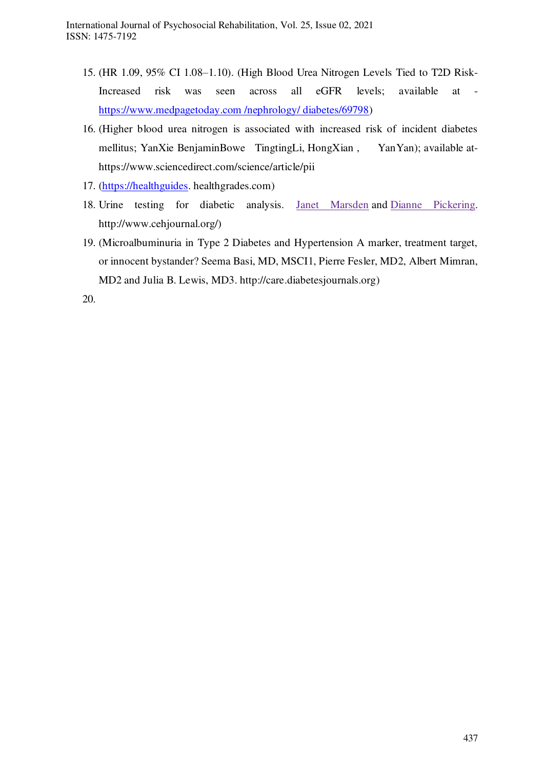15. (HR 1.09, 95% CI 1.08–1.10). (High Blood Urea Nitrogen Levels Tied to T2D Risk- Increased risk was seen across all eGFR levels; available at - https://www.medpagetoday.com /nephrology/ diabetes/69798)
16. (Higher blood urea nitrogen is associated with increased risk of incident diabetes mellitus; YanXie BenjaminBowe TingtingLi, HongXian , YanYan); available at- https://www.sciencedirect.com/science/article/pii
17. (https://healthguides. healthgrades.com)
18. Urine testing for diabetic analysis. Janet Marsden and Dianne Pickering. http://www.cehjournal.org/)
19. (Microalbuminuria in Type 2 Diabetes and Hypertension A marker, treatment target, or innocent bystander? Seema Basi, MD, MSCI1, Pierre Fesler, MD2, Albert Mimran, MD2 and Julia B. Lewis, MD3. http://care.diabetesjournals.org)
20.